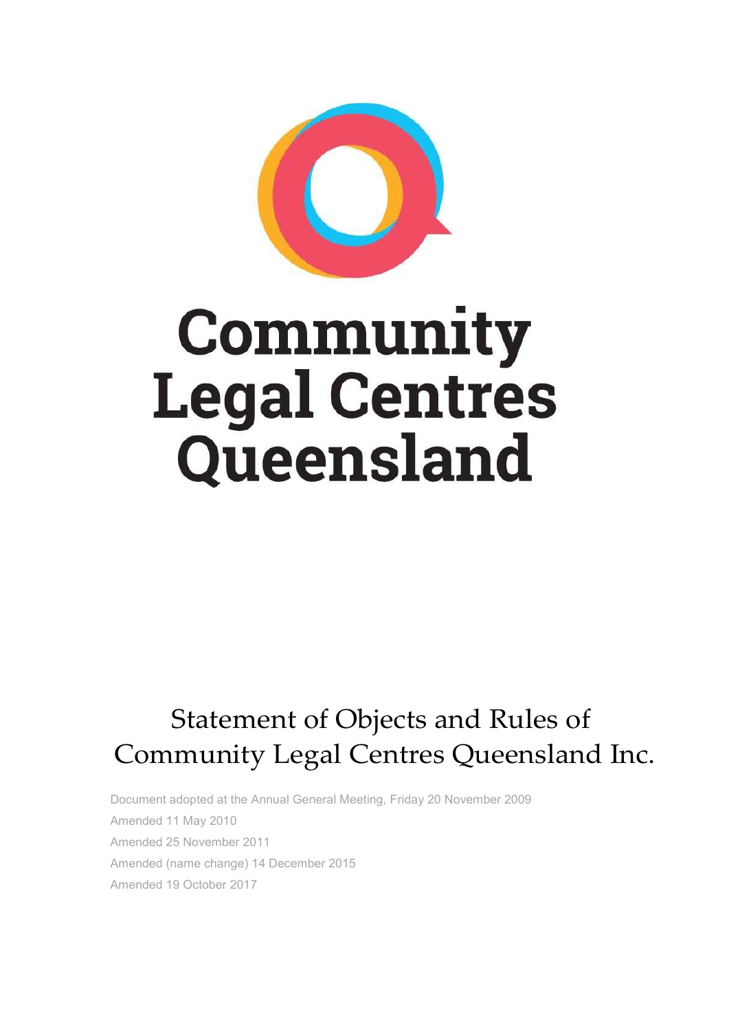# Community Legal Centres Queensland

## Statement of Objects and Rules of Community Legal Centres Queensland Inc.

Document adopted at the Annual General Meeting, Friday 20 November 2009

Amended 11 May 2010

Amended 25 November 2011

Amended (name change) 14 December 2015

Amended 19 October 2017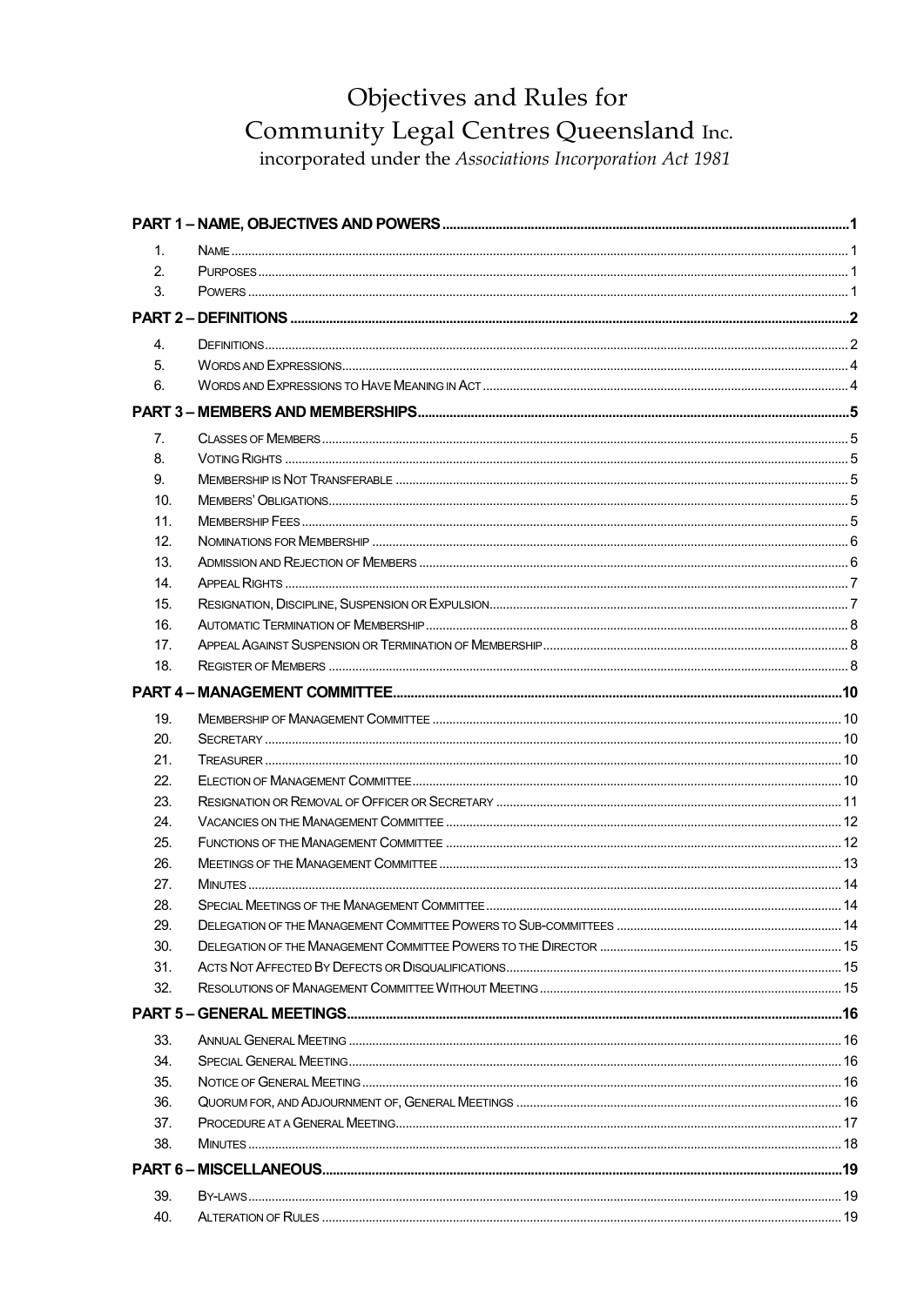# Objectives and Rules for Community Legal Centres Queensland Inc.

incorporated under the *Associations Incorporation Act 1981*

| | | |
|---|---|---|
| **PART 1 – NAME, OBJECTIVES AND POWERS** | | **1** |
| 1. | Name | 1 |
| 2. | Purposes | 1 |
| 3. | Powers | 1 |
| **PART 2 – DEFINITIONS** | | **2** |
| 4. | Definitions | 2 |
| 5. | Words and Expressions | 4 |
| 6. | Words and Expressions to Have Meaning in Act | 4 |
| **PART 3 – MEMBERS AND MEMBERSHIPS** | | **5** |
| 7. | Classes of Members | 5 |
| 8. | Voting Rights | 5 |
| 9. | Membership is Not Transferable | 5 |
| 10. | Members' Obligations | 5 |
| 11. | Membership Fees | 5 |
| 12. | Nominations for Membership | 6 |
| 13. | Admission and Rejection of Members | 6 |
| 14. | Appeal Rights | 7 |
| 15. | Resignation, Discipline, Suspension or Expulsion | 7 |
| 16. | Automatic Termination of Membership | 8 |
| 17. | Appeal Against Suspension or Termination of Membership | 8 |
| 18. | Register of Members | 8 |
| **PART 4 – MANAGEMENT COMMITTEE** | | **10** |
| 19. | Membership of Management Committee | 10 |
| 20. | Secretary | 10 |
| 21. | Treasurer | 10 |
| 22. | Election of Management Committee | 10 |
| 23. | Resignation or Removal of Officer or Secretary | 11 |
| 24. | Vacancies on the Management Committee | 12 |
| 25. | Functions of the Management Committee | 12 |
| 26. | Meetings of the Management Committee | 13 |
| 27. | Minutes | 14 |
| 28. | Special Meetings of the Management Committee | 14 |
| 29. | Delegation of the Management Committee Powers to Sub-committees | 14 |
| 30. | Delegation of the Management Committee Powers to the Director | 15 |
| 31. | Acts Not Affected By Defects or Disqualifications | 15 |
| 32. | Resolutions of Management Committee Without Meeting | 15 |
| **PART 5 – GENERAL MEETINGS** | | **16** |
| 33. | Annual General Meeting | 16 |
| 34. | Special General Meeting | 16 |
| 35. | Notice of General Meeting | 16 |
| 36. | Quorum for, and Adjournment of, General Meetings | 16 |
| 37. | Procedure at a General Meeting | 17 |
| 38. | Minutes | 18 |
| **PART 6 – MISCELLANEOUS** | | **19** |
| 39. | By-laws | 19 |
| 40. | Alteration of Rules | 19 |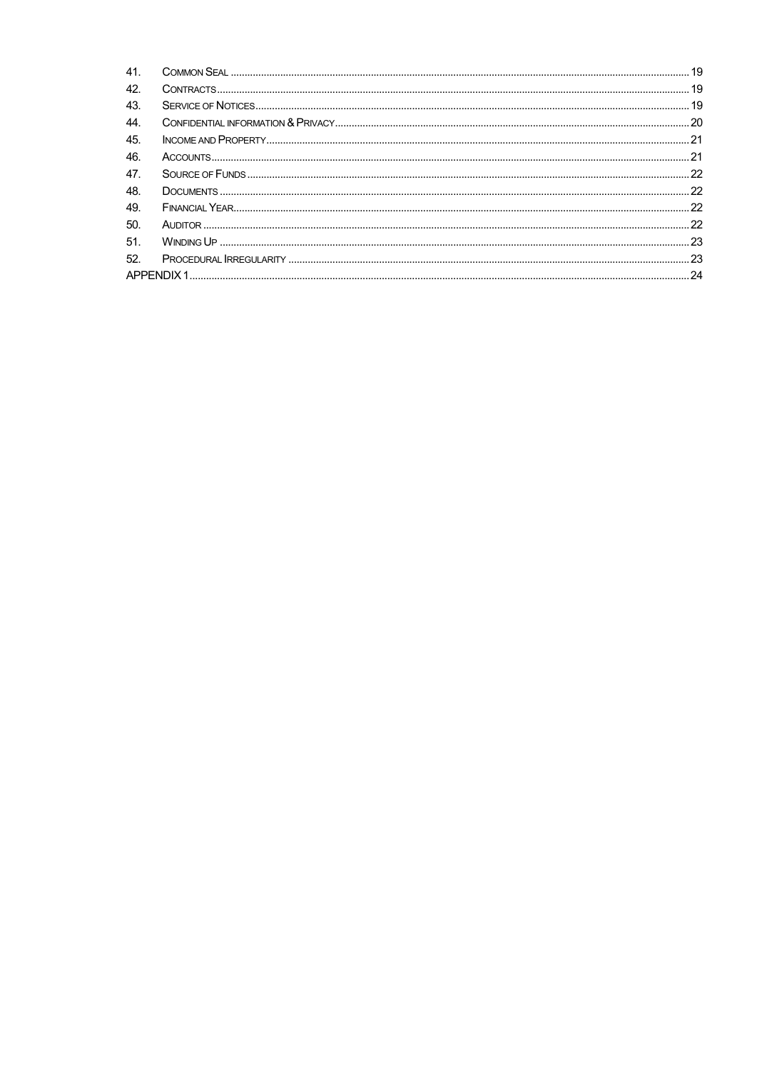| | | |
|---|---|---|
| 41. | Common Seal | 19 |
| 42. | Contracts | 19 |
| 43. | Service of Notices | 19 |
| 44. | Confidential information & Privacy | 20 |
| 45. | Income and Property | 21 |
| 46. | Accounts | 21 |
| 47. | Source of Funds | 22 |
| 48. | Documents | 22 |
| 49. | Financial Year | 22 |
| 50. | Auditor | 22 |
| 51. | Winding Up | 23 |
| 52. | Procedural Irregularity | 23 |
| APPENDIX 1 | | 24 |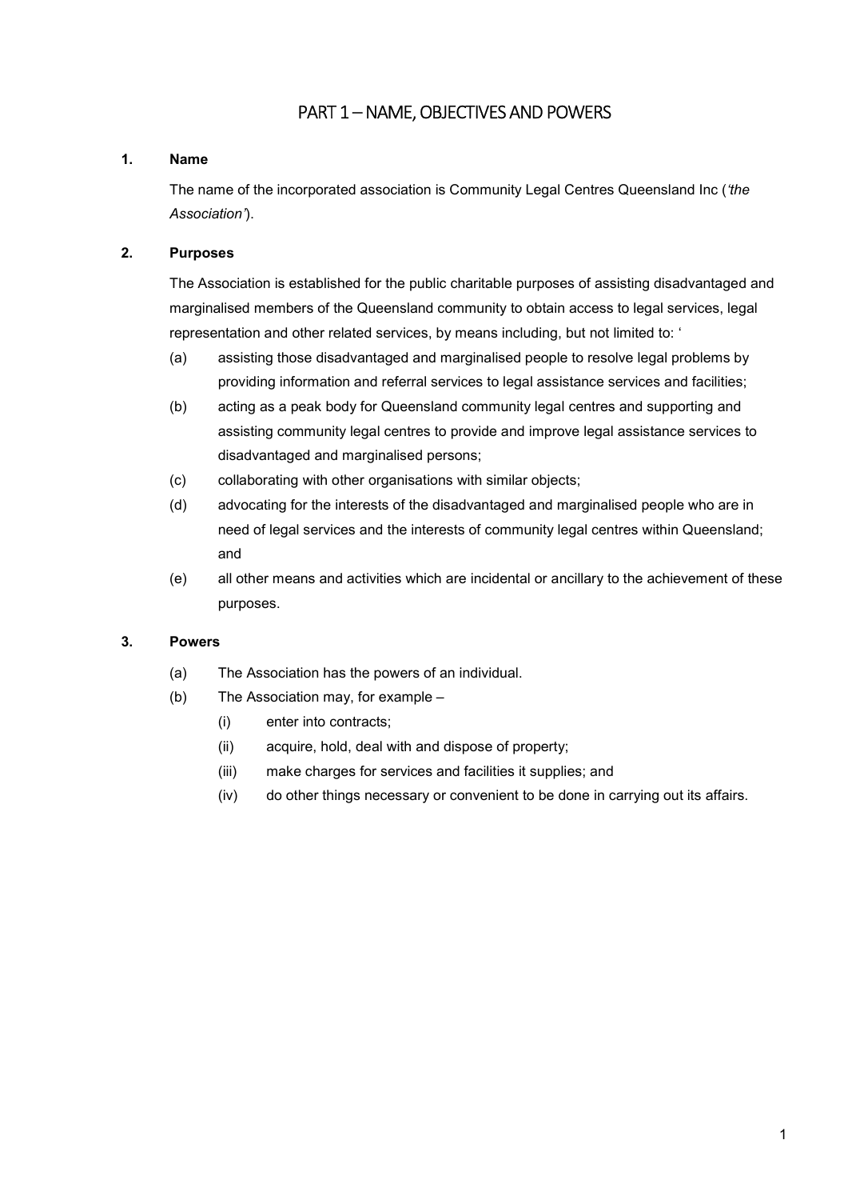# PART 1 – NAME, OBJECTIVES AND POWERS

## 1. Name

The name of the incorporated association is Community Legal Centres Queensland Inc (*'the Association'*).

## 2. Purposes

The Association is established for the public charitable purposes of assisting disadvantaged and marginalised members of the Queensland community to obtain access to legal services, legal representation and other related services, by means including, but not limited to: '

(a) assisting those disadvantaged and marginalised people to resolve legal problems by providing information and referral services to legal assistance services and facilities;

(b) acting as a peak body for Queensland community legal centres and supporting and assisting community legal centres to provide and improve legal assistance services to disadvantaged and marginalised persons;

(c) collaborating with other organisations with similar objects;

(d) advocating for the interests of the disadvantaged and marginalised people who are in need of legal services and the interests of community legal centres within Queensland; and

(e) all other means and activities which are incidental or ancillary to the achievement of these purposes.

## 3. Powers

(a) The Association has the powers of an individual.

(b) The Association may, for example –

  (i) enter into contracts;

  (ii) acquire, hold, deal with and dispose of property;

  (iii) make charges for services and facilities it supplies; and

  (iv) do other things necessary or convenient to be done in carrying out its affairs.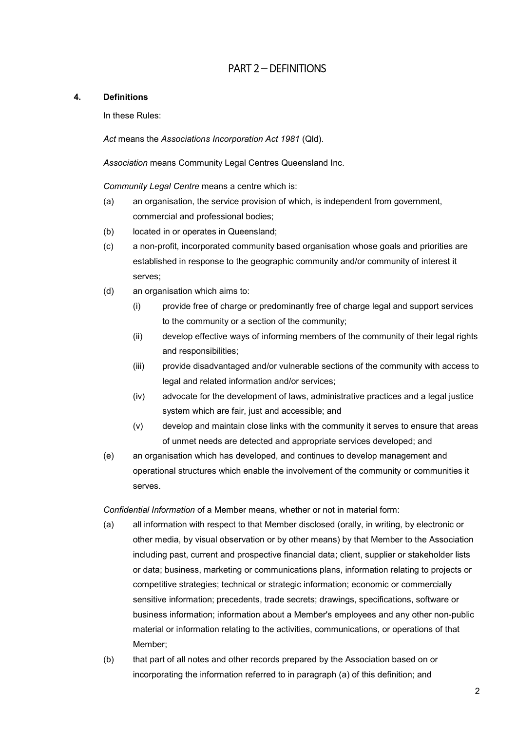# PART 2 – DEFINITIONS

**4. Definitions**

In these Rules:

*Act* means the *Associations Incorporation Act 1981* (Qld).

*Association* means Community Legal Centres Queensland Inc.

*Community Legal Centre* means a centre which is:

(a) an organisation, the service provision of which, is independent from government, commercial and professional bodies;

(b) located in or operates in Queensland;

(c) a non-profit, incorporated community based organisation whose goals and priorities are established in response to the geographic community and/or community of interest it serves;

(d) an organisation which aims to:

  (i) provide free of charge or predominantly free of charge legal and support services to the community or a section of the community;

  (ii) develop effective ways of informing members of the community of their legal rights and responsibilities;

  (iii) provide disadvantaged and/or vulnerable sections of the community with access to legal and related information and/or services;

  (iv) advocate for the development of laws, administrative practices and a legal justice system which are fair, just and accessible; and

  (v) develop and maintain close links with the community it serves to ensure that areas of unmet needs are detected and appropriate services developed; and

(e) an organisation which has developed, and continues to develop management and operational structures which enable the involvement of the community or communities it serves.

*Confidential Information* of a Member means, whether or not in material form:

(a) all information with respect to that Member disclosed (orally, in writing, by electronic or other media, by visual observation or by other means) by that Member to the Association including past, current and prospective financial data; client, supplier or stakeholder lists or data; business, marketing or communications plans, information relating to projects or competitive strategies; technical or strategic information; economic or commercially sensitive information; precedents, trade secrets; drawings, specifications, software or business information; information about a Member's employees and any other non-public material or information relating to the activities, communications, or operations of that Member;

(b) that part of all notes and other records prepared by the Association based on or incorporating the information referred to in paragraph (a) of this definition; and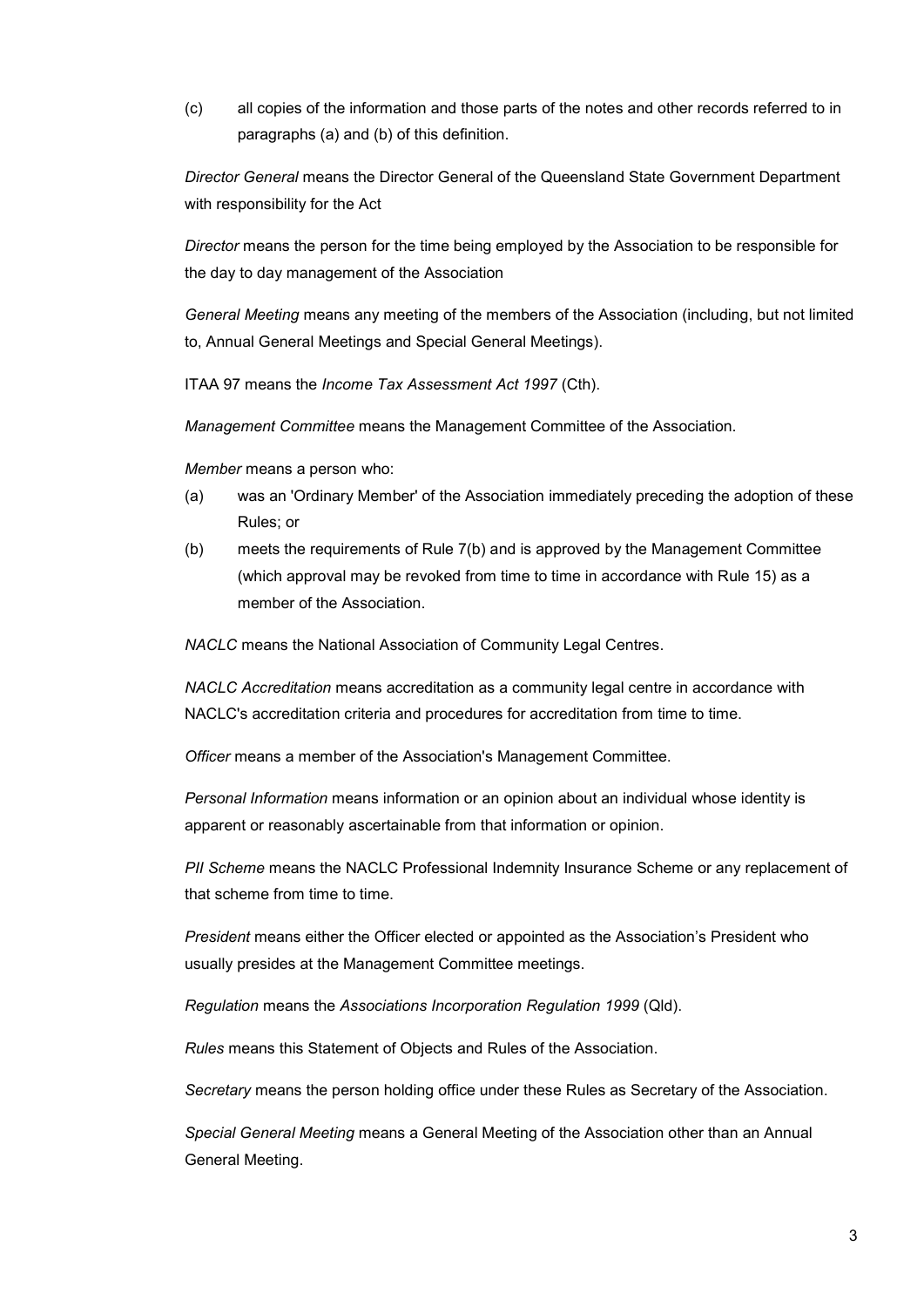(c) all copies of the information and those parts of the notes and other records referred to in paragraphs (a) and (b) of this definition.

*Director General* means the Director General of the Queensland State Government Department with responsibility for the Act

*Director* means the person for the time being employed by the Association to be responsible for the day to day management of the Association

*General Meeting* means any meeting of the members of the Association (including, but not limited to, Annual General Meetings and Special General Meetings).

ITAA 97 means the *Income Tax Assessment Act 1997* (Cth).

*Management Committee* means the Management Committee of the Association.

*Member* means a person who:

(a) was an 'Ordinary Member' of the Association immediately preceding the adoption of these Rules; or

(b) meets the requirements of Rule 7(b) and is approved by the Management Committee (which approval may be revoked from time to time in accordance with Rule 15) as a member of the Association.

*NACLC* means the National Association of Community Legal Centres.

*NACLC Accreditation* means accreditation as a community legal centre in accordance with NACLC's accreditation criteria and procedures for accreditation from time to time.

*Officer* means a member of the Association's Management Committee.

*Personal Information* means information or an opinion about an individual whose identity is apparent or reasonably ascertainable from that information or opinion.

*PII Scheme* means the NACLC Professional Indemnity Insurance Scheme or any replacement of that scheme from time to time.

*President* means either the Officer elected or appointed as the Association's President who usually presides at the Management Committee meetings.

*Regulation* means the *Associations Incorporation Regulation 1999* (Qld).

*Rules* means this Statement of Objects and Rules of the Association.

*Secretary* means the person holding office under these Rules as Secretary of the Association.

*Special General Meeting* means a General Meeting of the Association other than an Annual General Meeting.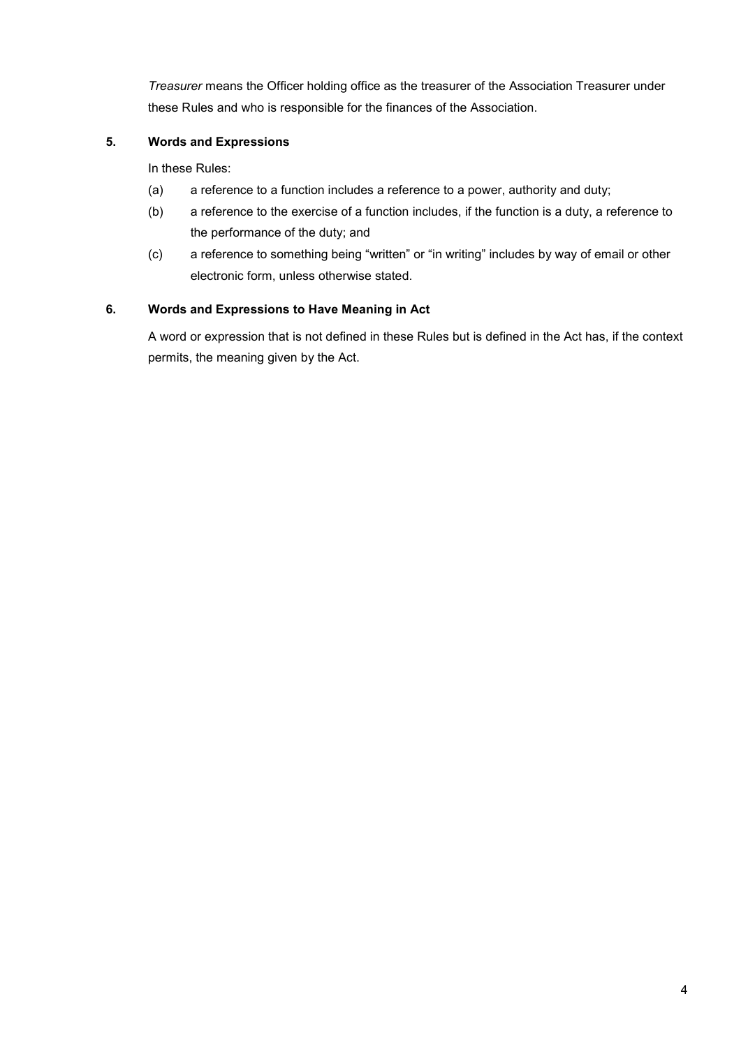*Treasurer* means the Officer holding office as the treasurer of the Association Treasurer under these Rules and who is responsible for the finances of the Association.

### 5. Words and Expressions

In these Rules:

(a) a reference to a function includes a reference to a power, authority and duty;

(b) a reference to the exercise of a function includes, if the function is a duty, a reference to the performance of the duty; and

(c) a reference to something being "written" or "in writing" includes by way of email or other electronic form, unless otherwise stated.

### 6. Words and Expressions to Have Meaning in Act

A word or expression that is not defined in these Rules but is defined in the Act has, if the context permits, the meaning given by the Act.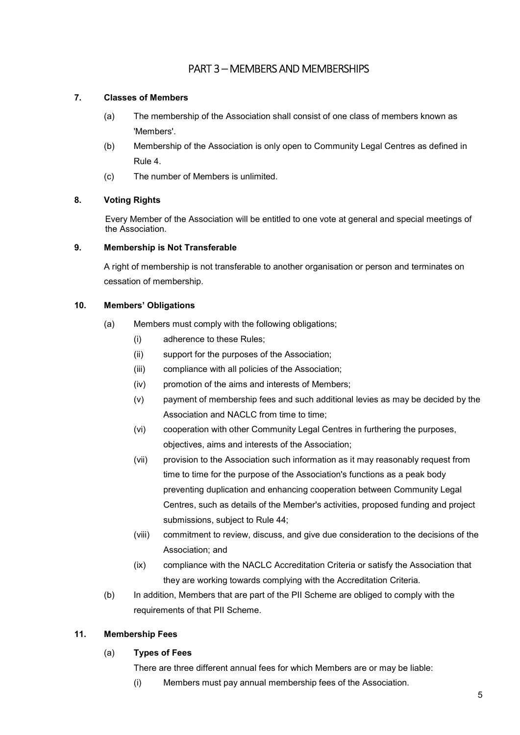## PART 3 – MEMBERS AND MEMBERSHIPS

### 7. Classes of Members

(a) The membership of the Association shall consist of one class of members known as 'Members'.

(b) Membership of the Association is only open to Community Legal Centres as defined in Rule 4.

(c) The number of Members is unlimited.

### 8. Voting Rights

Every Member of the Association will be entitled to one vote at general and special meetings of the Association.

### 9. Membership is Not Transferable

A right of membership is not transferable to another organisation or person and terminates on cessation of membership.

### 10. Members' Obligations

(a) Members must comply with the following obligations;

- (i) adherence to these Rules;
- (ii) support for the purposes of the Association;
- (iii) compliance with all policies of the Association;
- (iv) promotion of the aims and interests of Members;
- (v) payment of membership fees and such additional levies as may be decided by the Association and NACLC from time to time;
- (vi) cooperation with other Community Legal Centres in furthering the purposes, objectives, aims and interests of the Association;
- (vii) provision to the Association such information as it may reasonably request from time to time for the purpose of the Association's functions as a peak body preventing duplication and enhancing cooperation between Community Legal Centres, such as details of the Member's activities, proposed funding and project submissions, subject to Rule 44;
- (viii) commitment to review, discuss, and give due consideration to the decisions of the Association; and
- (ix) compliance with the NACLC Accreditation Criteria or satisfy the Association that they are working towards complying with the Accreditation Criteria.

(b) In addition, Members that are part of the PII Scheme are obliged to comply with the requirements of that PII Scheme.

### 11. Membership Fees

(a) **Types of Fees**

There are three different annual fees for which Members are or may be liable:

- (i) Members must pay annual membership fees of the Association.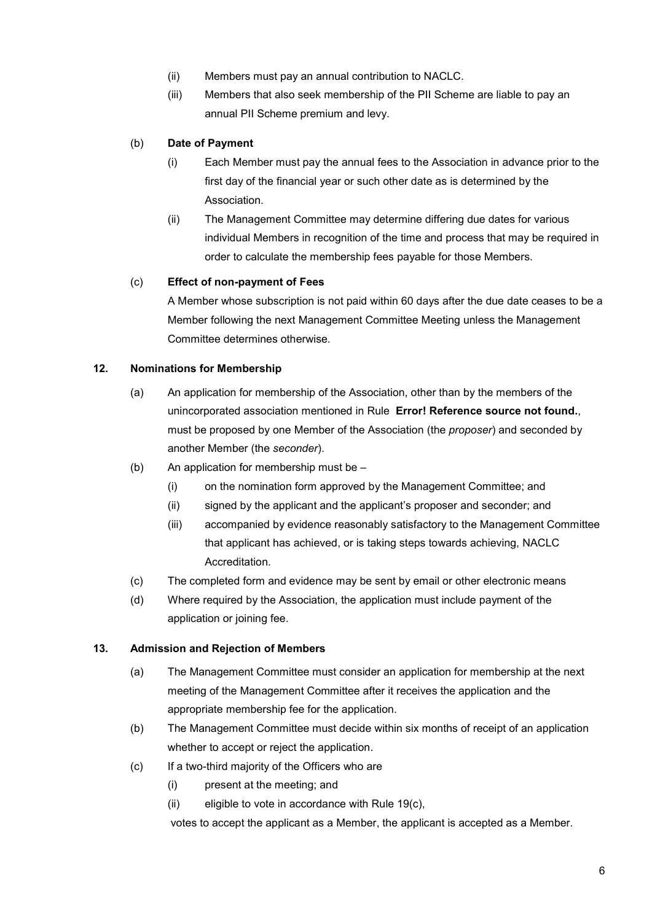(ii) Members must pay an annual contribution to NACLC.

(iii) Members that also seek membership of the PII Scheme are liable to pay an annual PII Scheme premium and levy.

(b) **Date of Payment**

(i) Each Member must pay the annual fees to the Association in advance prior to the first day of the financial year or such other date as is determined by the Association.

(ii) The Management Committee may determine differing due dates for various individual Members in recognition of the time and process that may be required in order to calculate the membership fees payable for those Members.

(c) **Effect of non-payment of Fees**

A Member whose subscription is not paid within 60 days after the due date ceases to be a Member following the next Management Committee Meeting unless the Management Committee determines otherwise.

**12. Nominations for Membership**

(a) An application for membership of the Association, other than by the members of the unincorporated association mentioned in Rule **Error! Reference source not found.**, must be proposed by one Member of the Association (the *proposer*) and seconded by another Member (the *seconder*).

(b) An application for membership must be –

(i) on the nomination form approved by the Management Committee; and

(ii) signed by the applicant and the applicant's proposer and seconder; and

(iii) accompanied by evidence reasonably satisfactory to the Management Committee that applicant has achieved, or is taking steps towards achieving, NACLC Accreditation.

(c) The completed form and evidence may be sent by email or other electronic means

(d) Where required by the Association, the application must include payment of the application or joining fee.

**13. Admission and Rejection of Members**

(a) The Management Committee must consider an application for membership at the next meeting of the Management Committee after it receives the application and the appropriate membership fee for the application.

(b) The Management Committee must decide within six months of receipt of an application whether to accept or reject the application.

(c) If a two-third majority of the Officers who are

(i) present at the meeting; and

(ii) eligible to vote in accordance with Rule 19(c),

votes to accept the applicant as a Member, the applicant is accepted as a Member.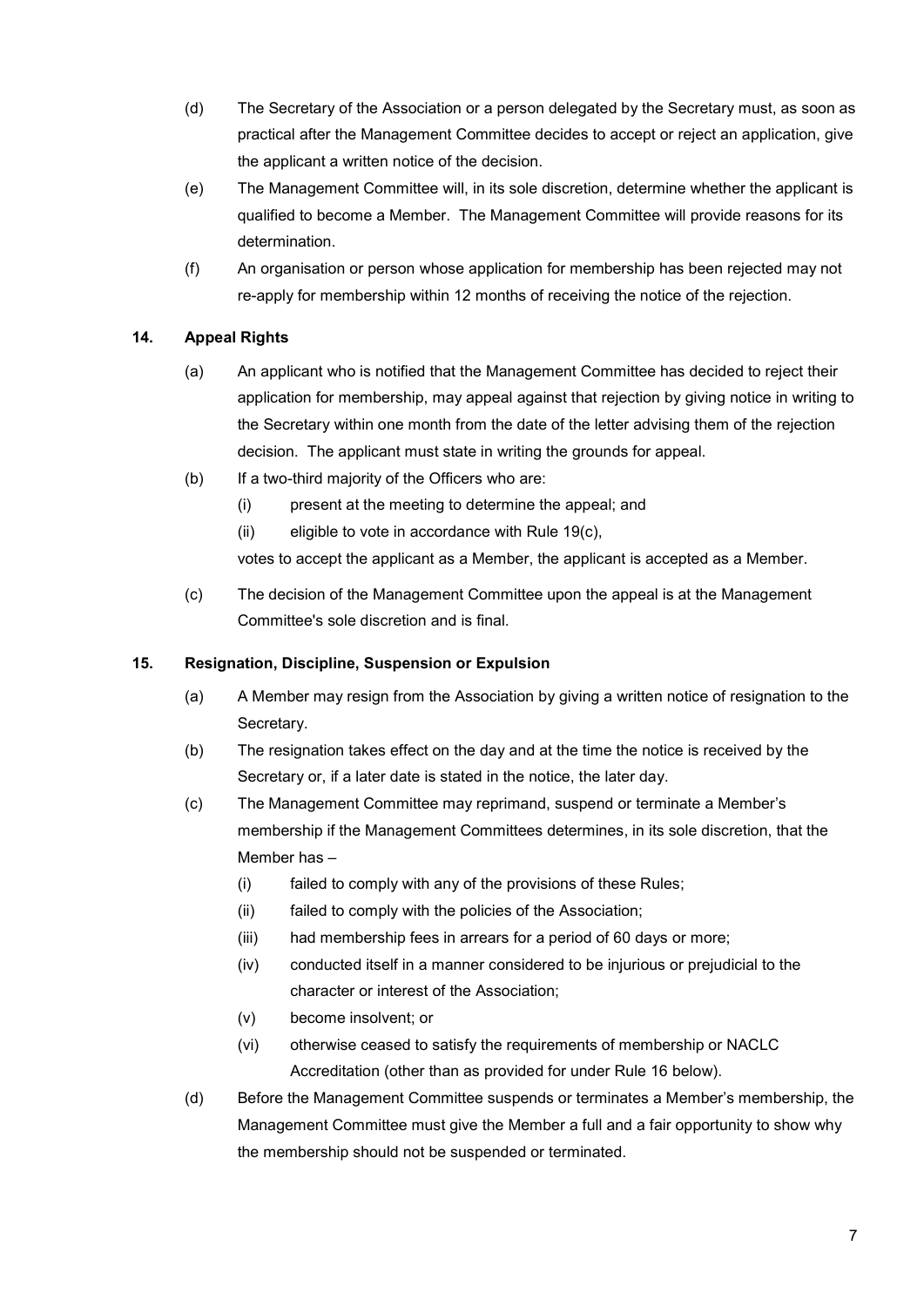(d) The Secretary of the Association or a person delegated by the Secretary must, as soon as practical after the Management Committee decides to accept or reject an application, give the applicant a written notice of the decision.

(e) The Management Committee will, in its sole discretion, determine whether the applicant is qualified to become a Member. The Management Committee will provide reasons for its determination.

(f) An organisation or person whose application for membership has been rejected may not re-apply for membership within 12 months of receiving the notice of the rejection.

### 14. Appeal Rights

(a) An applicant who is notified that the Management Committee has decided to reject their application for membership, may appeal against that rejection by giving notice in writing to the Secretary within one month from the date of the letter advising them of the rejection decision. The applicant must state in writing the grounds for appeal.

(b) If a two-third majority of the Officers who are:

(i) present at the meeting to determine the appeal; and

(ii) eligible to vote in accordance with Rule 19(c),

votes to accept the applicant as a Member, the applicant is accepted as a Member.

(c) The decision of the Management Committee upon the appeal is at the Management Committee's sole discretion and is final.

### 15. Resignation, Discipline, Suspension or Expulsion

(a) A Member may resign from the Association by giving a written notice of resignation to the Secretary.

(b) The resignation takes effect on the day and at the time the notice is received by the Secretary or, if a later date is stated in the notice, the later day.

(c) The Management Committee may reprimand, suspend or terminate a Member's membership if the Management Committees determines, in its sole discretion, that the Member has –

(i) failed to comply with any of the provisions of these Rules;

(ii) failed to comply with the policies of the Association;

(iii) had membership fees in arrears for a period of 60 days or more;

(iv) conducted itself in a manner considered to be injurious or prejudicial to the character or interest of the Association;

(v) become insolvent; or

(vi) otherwise ceased to satisfy the requirements of membership or NACLC Accreditation (other than as provided for under Rule 16 below).

(d) Before the Management Committee suspends or terminates a Member's membership, the Management Committee must give the Member a full and a fair opportunity to show why the membership should not be suspended or terminated.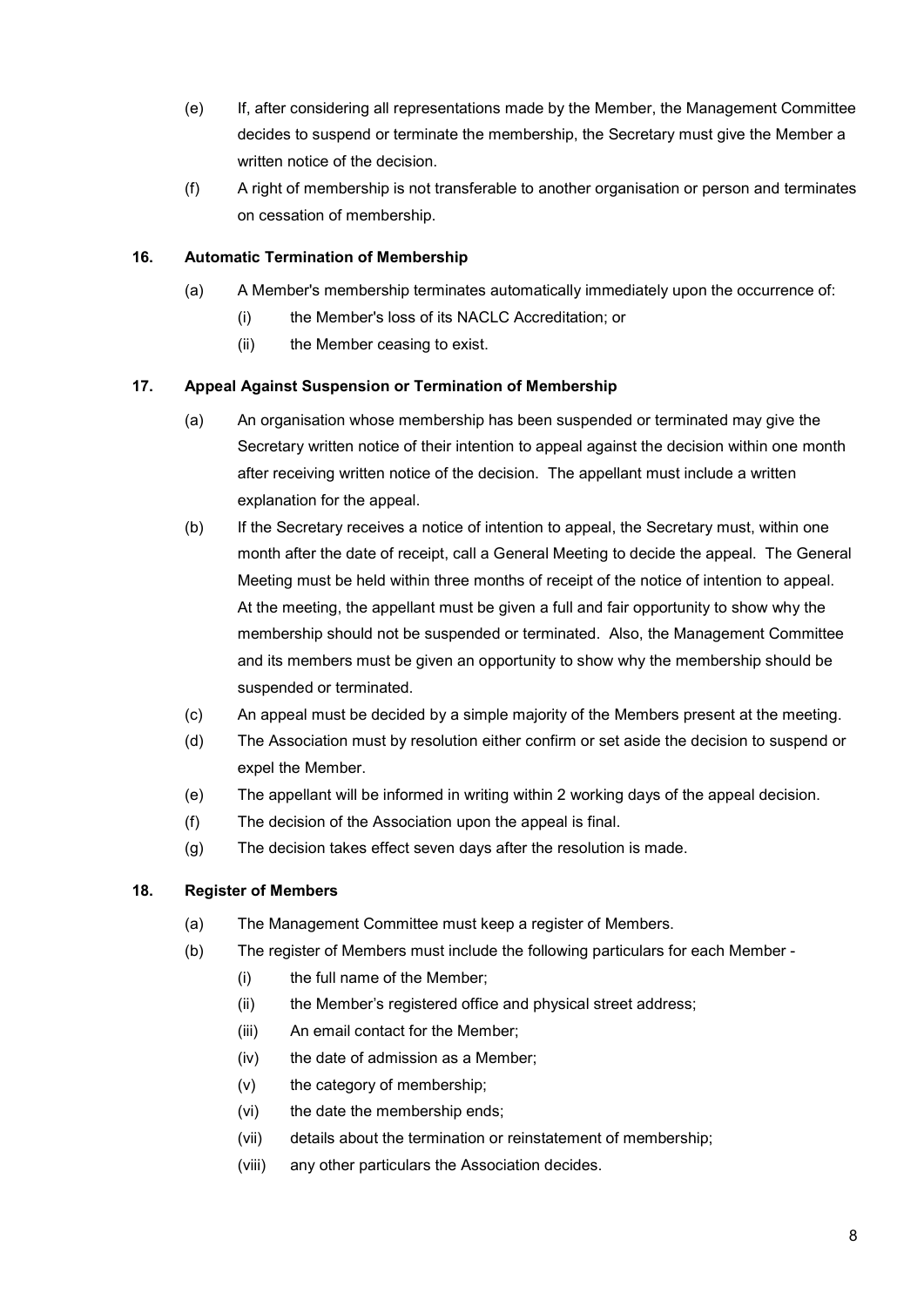(e) If, after considering all representations made by the Member, the Management Committee decides to suspend or terminate the membership, the Secretary must give the Member a written notice of the decision.

(f) A right of membership is not transferable to another organisation or person and terminates on cessation of membership.

### 16. Automatic Termination of Membership

(a) A Member's membership terminates automatically immediately upon the occurrence of:

  (i) the Member's loss of its NACLC Accreditation; or

  (ii) the Member ceasing to exist.

### 17. Appeal Against Suspension or Termination of Membership

(a) An organisation whose membership has been suspended or terminated may give the Secretary written notice of their intention to appeal against the decision within one month after receiving written notice of the decision. The appellant must include a written explanation for the appeal.

(b) If the Secretary receives a notice of intention to appeal, the Secretary must, within one month after the date of receipt, call a General Meeting to decide the appeal. The General Meeting must be held within three months of receipt of the notice of intention to appeal. At the meeting, the appellant must be given a full and fair opportunity to show why the membership should not be suspended or terminated. Also, the Management Committee and its members must be given an opportunity to show why the membership should be suspended or terminated.

(c) An appeal must be decided by a simple majority of the Members present at the meeting.

(d) The Association must by resolution either confirm or set aside the decision to suspend or expel the Member.

(e) The appellant will be informed in writing within 2 working days of the appeal decision.

(f) The decision of the Association upon the appeal is final.

(g) The decision takes effect seven days after the resolution is made.

### 18. Register of Members

(a) The Management Committee must keep a register of Members.

(b) The register of Members must include the following particulars for each Member -

  (i) the full name of the Member;

  (ii) the Member's registered office and physical street address;

  (iii) An email contact for the Member;

  (iv) the date of admission as a Member;

  (v) the category of membership;

  (vi) the date the membership ends;

  (vii) details about the termination or reinstatement of membership;

  (viii) any other particulars the Association decides.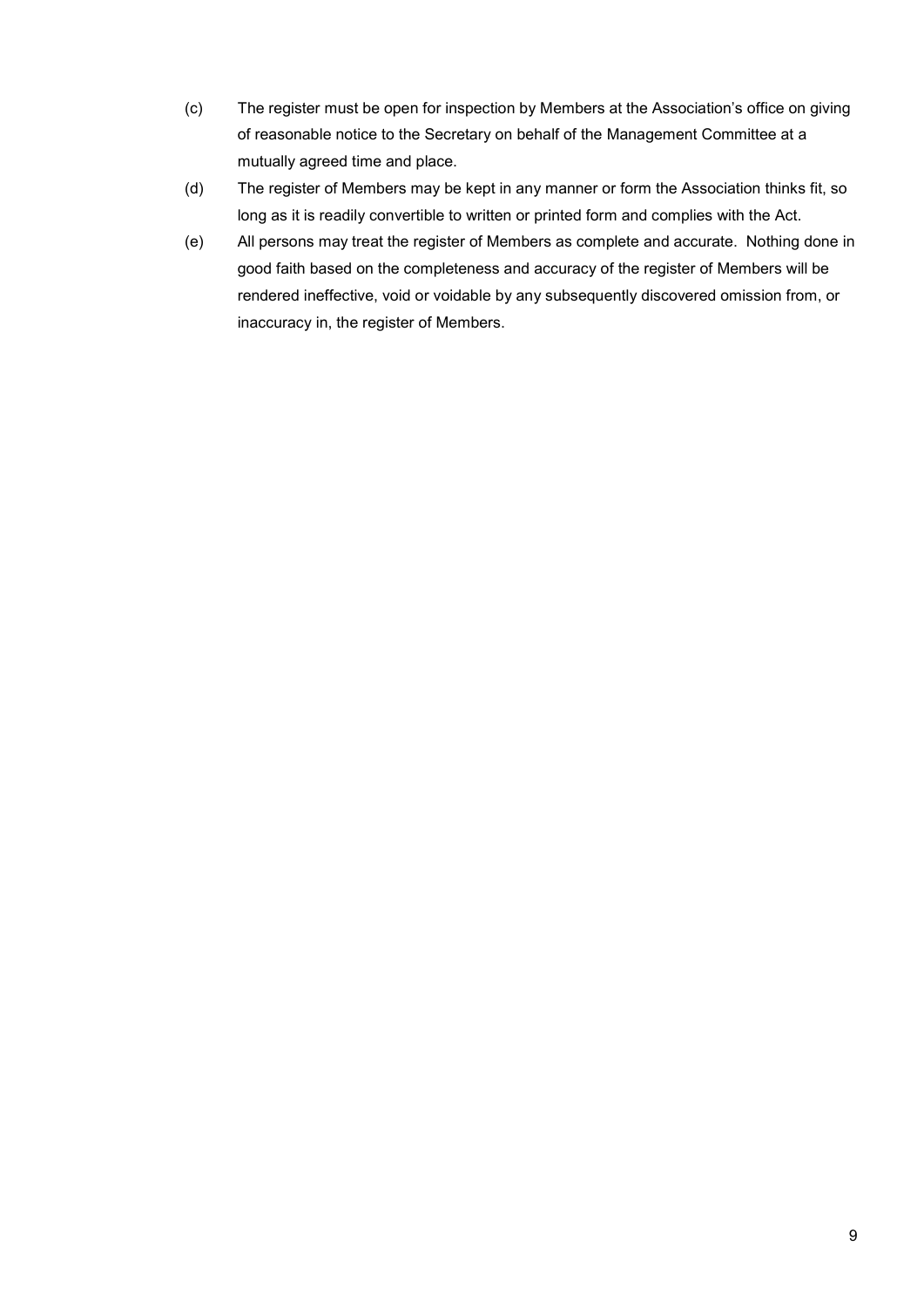(c) The register must be open for inspection by Members at the Association's office on giving of reasonable notice to the Secretary on behalf of the Management Committee at a mutually agreed time and place.

(d) The register of Members may be kept in any manner or form the Association thinks fit, so long as it is readily convertible to written or printed form and complies with the Act.

(e) All persons may treat the register of Members as complete and accurate. Nothing done in good faith based on the completeness and accuracy of the register of Members will be rendered ineffective, void or voidable by any subsequently discovered omission from, or inaccuracy in, the register of Members.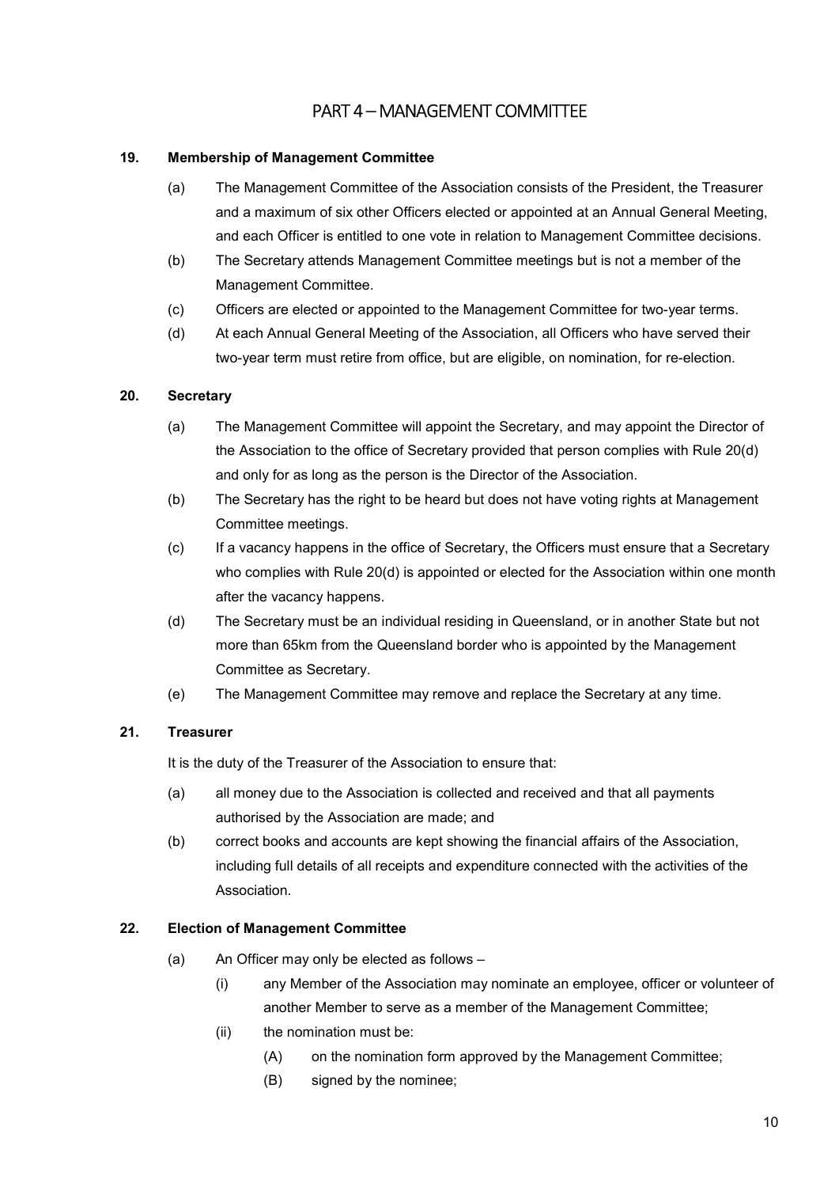# PART 4 – MANAGEMENT COMMITTEE

## 19. Membership of Management Committee

(a) The Management Committee of the Association consists of the President, the Treasurer and a maximum of six other Officers elected or appointed at an Annual General Meeting, and each Officer is entitled to one vote in relation to Management Committee decisions.

(b) The Secretary attends Management Committee meetings but is not a member of the Management Committee.

(c) Officers are elected or appointed to the Management Committee for two-year terms.

(d) At each Annual General Meeting of the Association, all Officers who have served their two-year term must retire from office, but are eligible, on nomination, for re-election.

## 20. Secretary

(a) The Management Committee will appoint the Secretary, and may appoint the Director of the Association to the office of Secretary provided that person complies with Rule 20(d) and only for as long as the person is the Director of the Association.

(b) The Secretary has the right to be heard but does not have voting rights at Management Committee meetings.

(c) If a vacancy happens in the office of Secretary, the Officers must ensure that a Secretary who complies with Rule 20(d) is appointed or elected for the Association within one month after the vacancy happens.

(d) The Secretary must be an individual residing in Queensland, or in another State but not more than 65km from the Queensland border who is appointed by the Management Committee as Secretary.

(e) The Management Committee may remove and replace the Secretary at any time.

## 21. Treasurer

It is the duty of the Treasurer of the Association to ensure that:

(a) all money due to the Association is collected and received and that all payments authorised by the Association are made; and

(b) correct books and accounts are kept showing the financial affairs of the Association, including full details of all receipts and expenditure connected with the activities of the Association.

## 22. Election of Management Committee

(a) An Officer may only be elected as follows –

(i) any Member of the Association may nominate an employee, officer or volunteer of another Member to serve as a member of the Management Committee;

(ii) the nomination must be:

(A) on the nomination form approved by the Management Committee;

(B) signed by the nominee;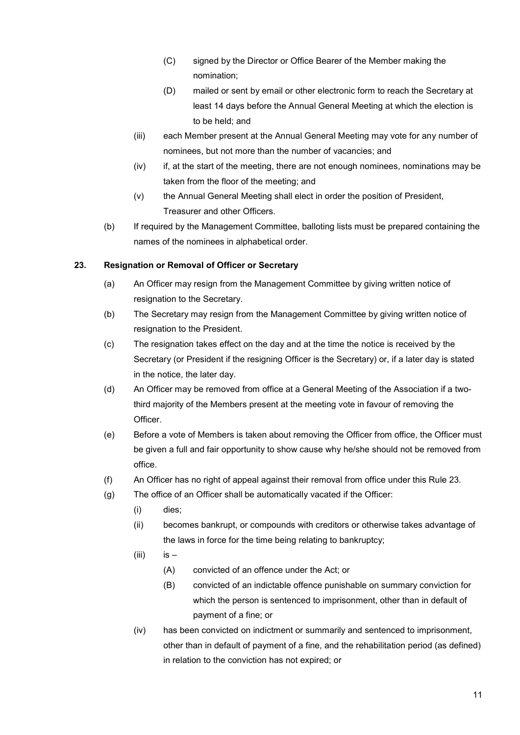- (C) signed by the Director or Office Bearer of the Member making the nomination;
- (D) mailed or sent by email or other electronic form to reach the Secretary at least 14 days before the Annual General Meeting at which the election is to be held; and

(iii) each Member present at the Annual General Meeting may vote for any number of nominees, but not more than the number of vacancies; and

(iv) if, at the start of the meeting, there are not enough nominees, nominations may be taken from the floor of the meeting; and

(v) the Annual General Meeting shall elect in order the position of President, Treasurer and other Officers.

(b) If required by the Management Committee, balloting lists must be prepared containing the names of the nominees in alphabetical order.

**23. Resignation or Removal of Officer or Secretary**

(a) An Officer may resign from the Management Committee by giving written notice of resignation to the Secretary.

(b) The Secretary may resign from the Management Committee by giving written notice of resignation to the President.

(c) The resignation takes effect on the day and at the time the notice is received by the Secretary (or President if the resigning Officer is the Secretary) or, if a later day is stated in the notice, the later day.

(d) An Officer may be removed from office at a General Meeting of the Association if a two-third majority of the Members present at the meeting vote in favour of removing the Officer.

(e) Before a vote of Members is taken about removing the Officer from office, the Officer must be given a full and fair opportunity to show cause why he/she should not be removed from office.

(f) An Officer has no right of appeal against their removal from office under this Rule 23.

(g) The office of an Officer shall be automatically vacated if the Officer:

(i) dies;

(ii) becomes bankrupt, or compounds with creditors or otherwise takes advantage of the laws in force for the time being relating to bankruptcy;

(iii) is –

- (A) convicted of an offence under the Act; or
- (B) convicted of an indictable offence punishable on summary conviction for which the person is sentenced to imprisonment, other than in default of payment of a fine; or

(iv) has been convicted on indictment or summarily and sentenced to imprisonment, other than in default of payment of a fine, and the rehabilitation period (as defined) in relation to the conviction has not expired; or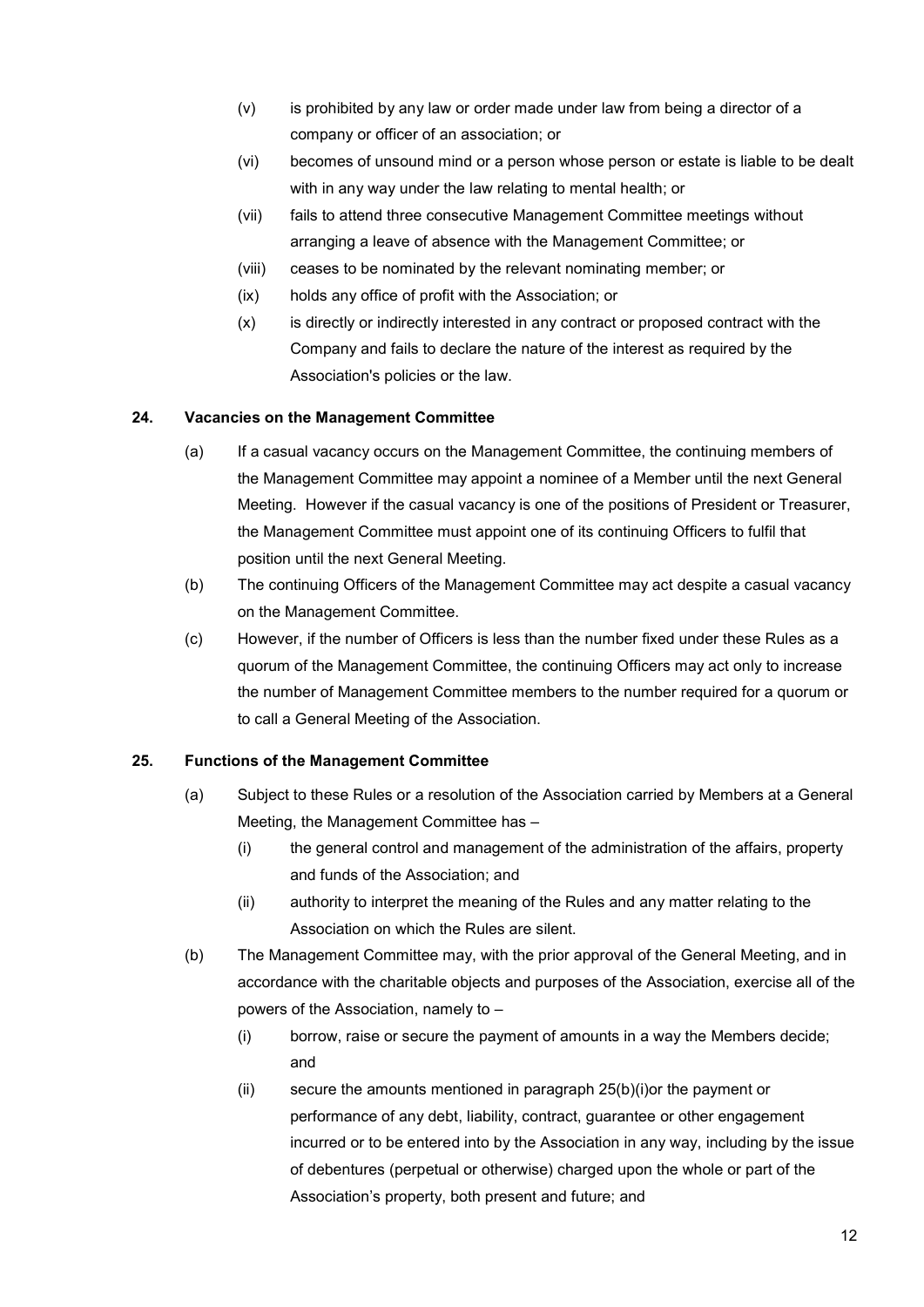(v) is prohibited by any law or order made under law from being a director of a company or officer of an association; or

(vi) becomes of unsound mind or a person whose person or estate is liable to be dealt with in any way under the law relating to mental health; or

(vii) fails to attend three consecutive Management Committee meetings without arranging a leave of absence with the Management Committee; or

(viii) ceases to be nominated by the relevant nominating member; or

(ix) holds any office of profit with the Association; or

(x) is directly or indirectly interested in any contract or proposed contract with the Company and fails to declare the nature of the interest as required by the Association's policies or the law.

## 24. Vacancies on the Management Committee

(a) If a casual vacancy occurs on the Management Committee, the continuing members of the Management Committee may appoint a nominee of a Member until the next General Meeting. However if the casual vacancy is one of the positions of President or Treasurer, the Management Committee must appoint one of its continuing Officers to fulfil that position until the next General Meeting.

(b) The continuing Officers of the Management Committee may act despite a casual vacancy on the Management Committee.

(c) However, if the number of Officers is less than the number fixed under these Rules as a quorum of the Management Committee, the continuing Officers may act only to increase the number of Management Committee members to the number required for a quorum or to call a General Meeting of the Association.

## 25. Functions of the Management Committee

(a) Subject to these Rules or a resolution of the Association carried by Members at a General Meeting, the Management Committee has –

(i) the general control and management of the administration of the affairs, property and funds of the Association; and

(ii) authority to interpret the meaning of the Rules and any matter relating to the Association on which the Rules are silent.

(b) The Management Committee may, with the prior approval of the General Meeting, and in accordance with the charitable objects and purposes of the Association, exercise all of the powers of the Association, namely to –

(i) borrow, raise or secure the payment of amounts in a way the Members decide; and

(ii) secure the amounts mentioned in paragraph 25(b)(i)or the payment or performance of any debt, liability, contract, guarantee or other engagement incurred or to be entered into by the Association in any way, including by the issue of debentures (perpetual or otherwise) charged upon the whole or part of the Association's property, both present and future; and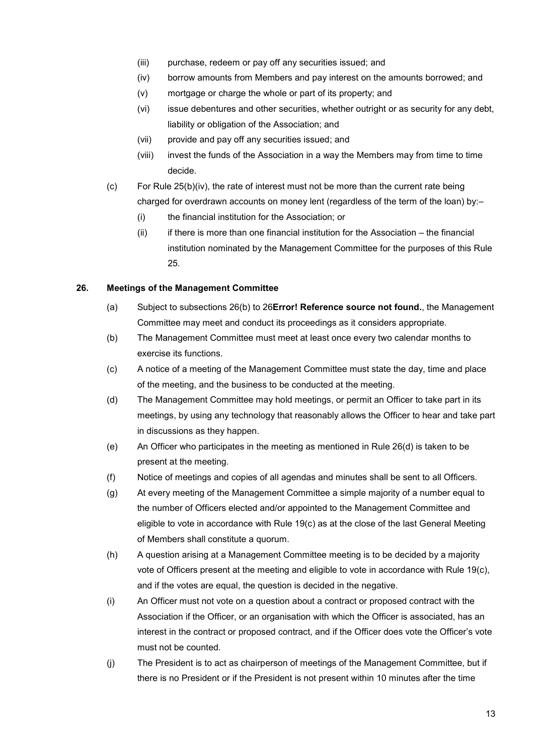(iii) purchase, redeem or pay off any securities issued; and

(iv) borrow amounts from Members and pay interest on the amounts borrowed; and

(v) mortgage or charge the whole or part of its property; and

(vi) issue debentures and other securities, whether outright or as security for any debt, liability or obligation of the Association; and

(vii) provide and pay off any securities issued; and

(viii) invest the funds of the Association in a way the Members may from time to time decide.

(c) For Rule 25(b)(iv), the rate of interest must not be more than the current rate being charged for overdrawn accounts on money lent (regardless of the term of the loan) by:–

(i) the financial institution for the Association; or

(ii) if there is more than one financial institution for the Association – the financial institution nominated by the Management Committee for the purposes of this Rule 25.

**26. Meetings of the Management Committee**

(a) Subject to subsections 26(b) to 26**Error! Reference source not found.**, the Management Committee may meet and conduct its proceedings as it considers appropriate.

(b) The Management Committee must meet at least once every two calendar months to exercise its functions.

(c) A notice of a meeting of the Management Committee must state the day, time and place of the meeting, and the business to be conducted at the meeting.

(d) The Management Committee may hold meetings, or permit an Officer to take part in its meetings, by using any technology that reasonably allows the Officer to hear and take part in discussions as they happen.

(e) An Officer who participates in the meeting as mentioned in Rule 26(d) is taken to be present at the meeting.

(f) Notice of meetings and copies of all agendas and minutes shall be sent to all Officers.

(g) At every meeting of the Management Committee a simple majority of a number equal to the number of Officers elected and/or appointed to the Management Committee and eligible to vote in accordance with Rule 19(c) as at the close of the last General Meeting of Members shall constitute a quorum.

(h) A question arising at a Management Committee meeting is to be decided by a majority vote of Officers present at the meeting and eligible to vote in accordance with Rule 19(c), and if the votes are equal, the question is decided in the negative.

(i) An Officer must not vote on a question about a contract or proposed contract with the Association if the Officer, or an organisation with which the Officer is associated, has an interest in the contract or proposed contract, and if the Officer does vote the Officer's vote must not be counted.

(j) The President is to act as chairperson of meetings of the Management Committee, but if there is no President or if the President is not present within 10 minutes after the time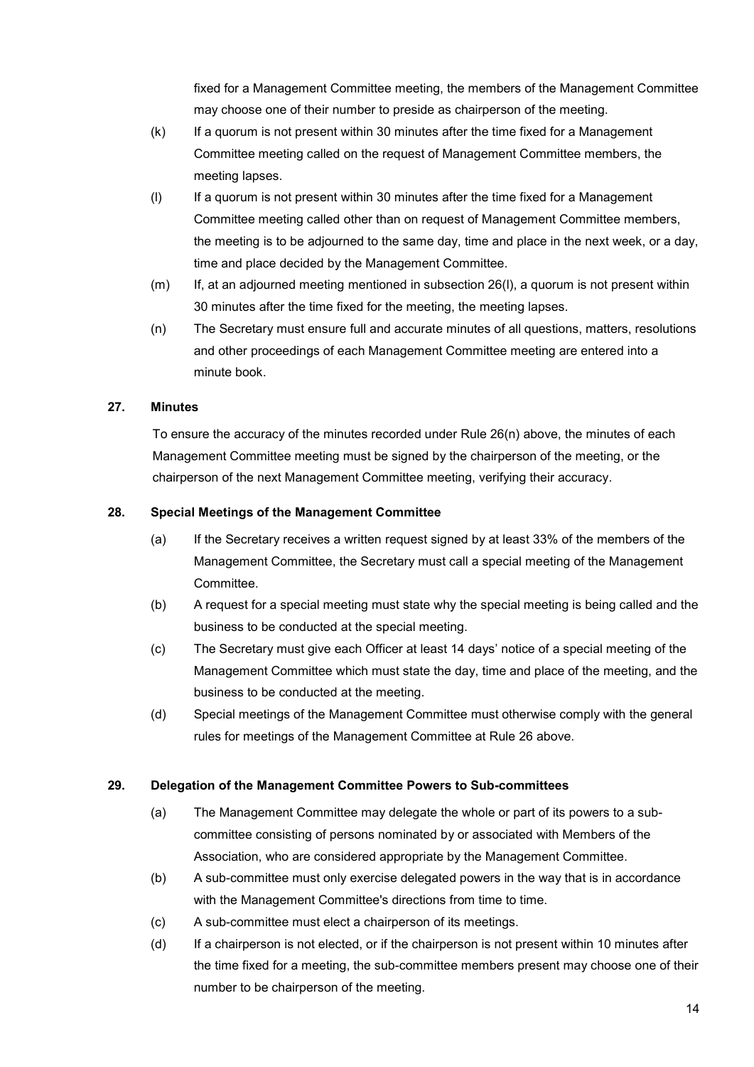fixed for a Management Committee meeting, the members of the Management Committee may choose one of their number to preside as chairperson of the meeting.

(k) If a quorum is not present within 30 minutes after the time fixed for a Management Committee meeting called on the request of Management Committee members, the meeting lapses.

(l) If a quorum is not present within 30 minutes after the time fixed for a Management Committee meeting called other than on request of Management Committee members, the meeting is to be adjourned to the same day, time and place in the next week, or a day, time and place decided by the Management Committee.

(m) If, at an adjourned meeting mentioned in subsection 26(l), a quorum is not present within 30 minutes after the time fixed for the meeting, the meeting lapses.

(n) The Secretary must ensure full and accurate minutes of all questions, matters, resolutions and other proceedings of each Management Committee meeting are entered into a minute book.

**27. Minutes**

To ensure the accuracy of the minutes recorded under Rule 26(n) above, the minutes of each Management Committee meeting must be signed by the chairperson of the meeting, or the chairperson of the next Management Committee meeting, verifying their accuracy.

**28. Special Meetings of the Management Committee**

(a) If the Secretary receives a written request signed by at least 33% of the members of the Management Committee, the Secretary must call a special meeting of the Management Committee.

(b) A request for a special meeting must state why the special meeting is being called and the business to be conducted at the special meeting.

(c) The Secretary must give each Officer at least 14 days' notice of a special meeting of the Management Committee which must state the day, time and place of the meeting, and the business to be conducted at the meeting.

(d) Special meetings of the Management Committee must otherwise comply with the general rules for meetings of the Management Committee at Rule 26 above.

**29. Delegation of the Management Committee Powers to Sub-committees**

(a) The Management Committee may delegate the whole or part of its powers to a sub-committee consisting of persons nominated by or associated with Members of the Association, who are considered appropriate by the Management Committee.

(b) A sub-committee must only exercise delegated powers in the way that is in accordance with the Management Committee's directions from time to time.

(c) A sub-committee must elect a chairperson of its meetings.

(d) If a chairperson is not elected, or if the chairperson is not present within 10 minutes after the time fixed for a meeting, the sub-committee members present may choose one of their number to be chairperson of the meeting.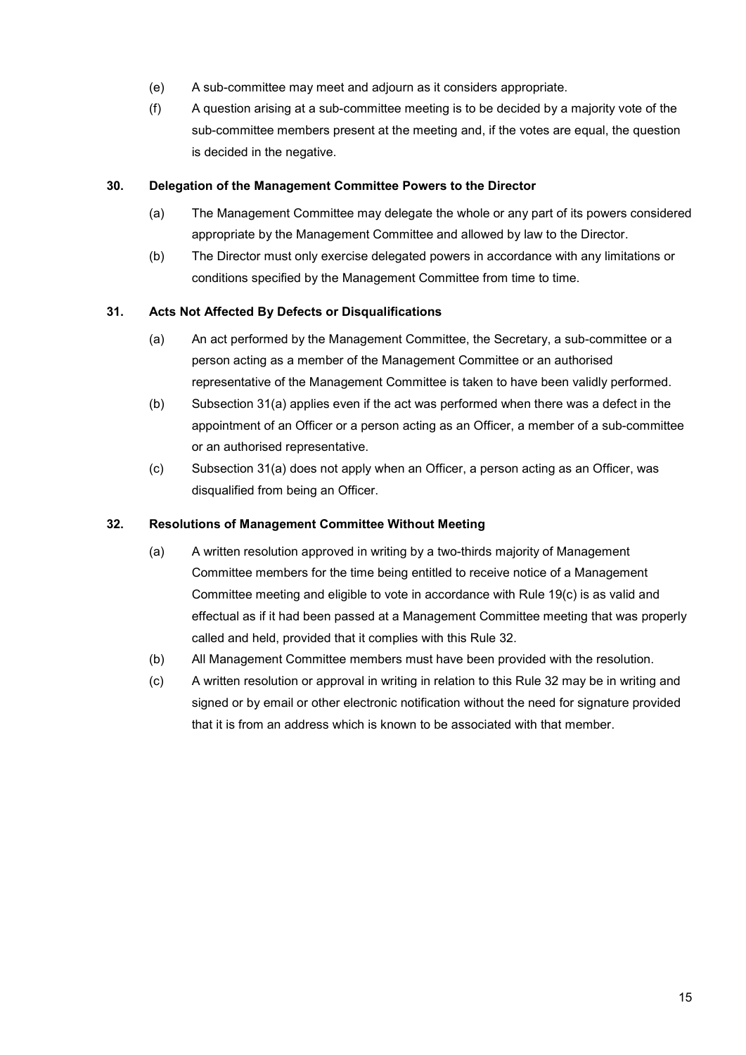(e) A sub-committee may meet and adjourn as it considers appropriate.

(f) A question arising at a sub-committee meeting is to be decided by a majority vote of the sub-committee members present at the meeting and, if the votes are equal, the question is decided in the negative.

### 30. Delegation of the Management Committee Powers to the Director

(a) The Management Committee may delegate the whole or any part of its powers considered appropriate by the Management Committee and allowed by law to the Director.

(b) The Director must only exercise delegated powers in accordance with any limitations or conditions specified by the Management Committee from time to time.

### 31. Acts Not Affected By Defects or Disqualifications

(a) An act performed by the Management Committee, the Secretary, a sub-committee or a person acting as a member of the Management Committee or an authorised representative of the Management Committee is taken to have been validly performed.

(b) Subsection 31(a) applies even if the act was performed when there was a defect in the appointment of an Officer or a person acting as an Officer, a member of a sub-committee or an authorised representative.

(c) Subsection 31(a) does not apply when an Officer, a person acting as an Officer, was disqualified from being an Officer.

### 32. Resolutions of Management Committee Without Meeting

(a) A written resolution approved in writing by a two-thirds majority of Management Committee members for the time being entitled to receive notice of a Management Committee meeting and eligible to vote in accordance with Rule 19(c) is as valid and effectual as if it had been passed at a Management Committee meeting that was properly called and held, provided that it complies with this Rule 32.

(b) All Management Committee members must have been provided with the resolution.

(c) A written resolution or approval in writing in relation to this Rule 32 may be in writing and signed or by email or other electronic notification without the need for signature provided that it is from an address which is known to be associated with that member.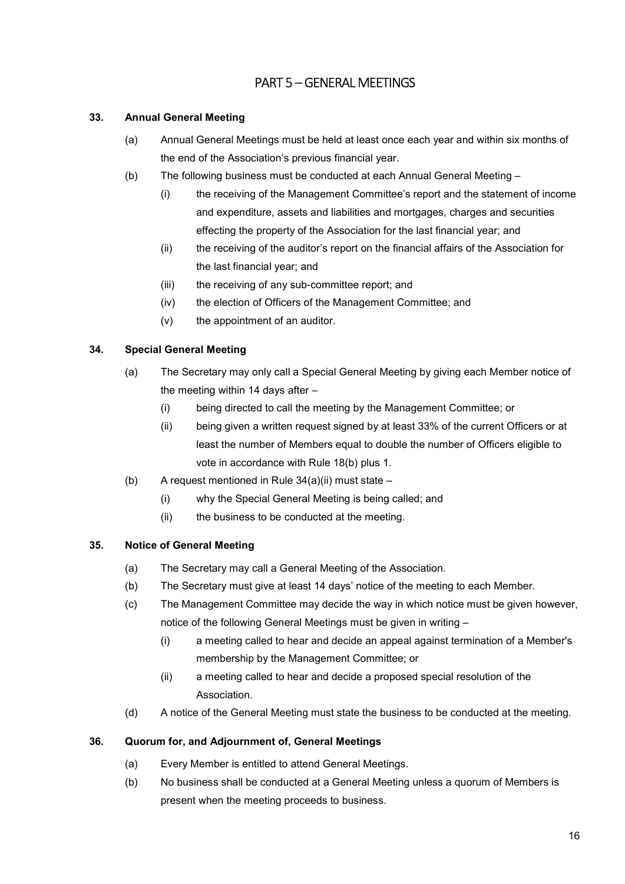# PART 5 – GENERAL MEETINGS

**33. Annual General Meeting**

(a) Annual General Meetings must be held at least once each year and within six months of the end of the Association's previous financial year.

(b) The following business must be conducted at each Annual General Meeting –

(i) the receiving of the Management Committee's report and the statement of income and expenditure, assets and liabilities and mortgages, charges and securities effecting the property of the Association for the last financial year; and

(ii) the receiving of the auditor's report on the financial affairs of the Association for the last financial year; and

(iii) the receiving of any sub-committee report; and

(iv) the election of Officers of the Management Committee; and

(v) the appointment of an auditor.

**34. Special General Meeting**

(a) The Secretary may only call a Special General Meeting by giving each Member notice of the meeting within 14 days after –

(i) being directed to call the meeting by the Management Committee; or

(ii) being given a written request signed by at least 33% of the current Officers or at least the number of Members equal to double the number of Officers eligible to vote in accordance with Rule 18(b) plus 1.

(b) A request mentioned in Rule 34(a)(ii) must state –

(i) why the Special General Meeting is being called; and

(ii) the business to be conducted at the meeting.

**35. Notice of General Meeting**

(a) The Secretary may call a General Meeting of the Association.

(b) The Secretary must give at least 14 days' notice of the meeting to each Member.

(c) The Management Committee may decide the way in which notice must be given however, notice of the following General Meetings must be given in writing –

(i) a meeting called to hear and decide an appeal against termination of a Member's membership by the Management Committee; or

(ii) a meeting called to hear and decide a proposed special resolution of the Association.

(d) A notice of the General Meeting must state the business to be conducted at the meeting.

**36. Quorum for, and Adjournment of, General Meetings**

(a) Every Member is entitled to attend General Meetings.

(b) No business shall be conducted at a General Meeting unless a quorum of Members is present when the meeting proceeds to business.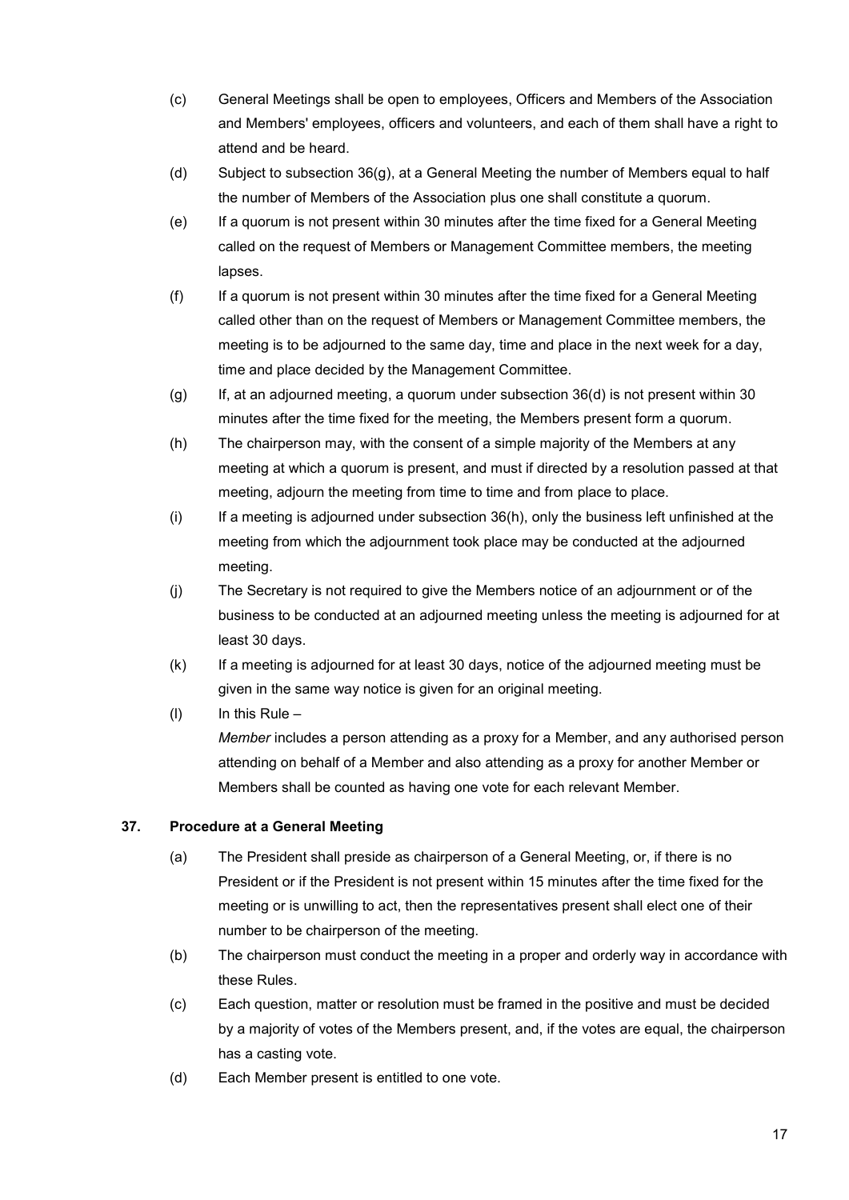(c) General Meetings shall be open to employees, Officers and Members of the Association and Members' employees, officers and volunteers, and each of them shall have a right to attend and be heard.

(d) Subject to subsection 36(g), at a General Meeting the number of Members equal to half the number of Members of the Association plus one shall constitute a quorum.

(e) If a quorum is not present within 30 minutes after the time fixed for a General Meeting called on the request of Members or Management Committee members, the meeting lapses.

(f) If a quorum is not present within 30 minutes after the time fixed for a General Meeting called other than on the request of Members or Management Committee members, the meeting is to be adjourned to the same day, time and place in the next week for a day, time and place decided by the Management Committee.

(g) If, at an adjourned meeting, a quorum under subsection 36(d) is not present within 30 minutes after the time fixed for the meeting, the Members present form a quorum.

(h) The chairperson may, with the consent of a simple majority of the Members at any meeting at which a quorum is present, and must if directed by a resolution passed at that meeting, adjourn the meeting from time to time and from place to place.

(i) If a meeting is adjourned under subsection 36(h), only the business left unfinished at the meeting from which the adjournment took place may be conducted at the adjourned meeting.

(j) The Secretary is not required to give the Members notice of an adjournment or of the business to be conducted at an adjourned meeting unless the meeting is adjourned for at least 30 days.

(k) If a meeting is adjourned for at least 30 days, notice of the adjourned meeting must be given in the same way notice is given for an original meeting.

(l) In this Rule –

*Member* includes a person attending as a proxy for a Member, and any authorised person attending on behalf of a Member and also attending as a proxy for another Member or Members shall be counted as having one vote for each relevant Member.

### 37. Procedure at a General Meeting

(a) The President shall preside as chairperson of a General Meeting, or, if there is no President or if the President is not present within 15 minutes after the time fixed for the meeting or is unwilling to act, then the representatives present shall elect one of their number to be chairperson of the meeting.

(b) The chairperson must conduct the meeting in a proper and orderly way in accordance with these Rules.

(c) Each question, matter or resolution must be framed in the positive and must be decided by a majority of votes of the Members present, and, if the votes are equal, the chairperson has a casting vote.

(d) Each Member present is entitled to one vote.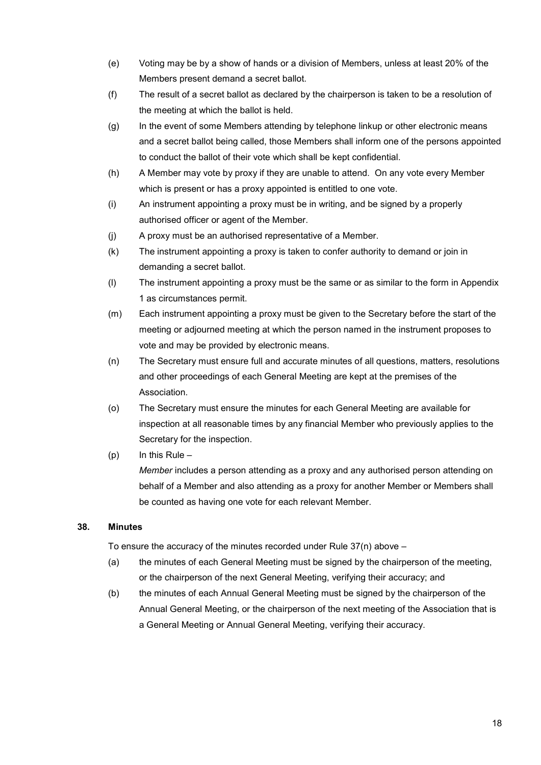(e) Voting may be by a show of hands or a division of Members, unless at least 20% of the Members present demand a secret ballot.

(f) The result of a secret ballot as declared by the chairperson is taken to be a resolution of the meeting at which the ballot is held.

(g) In the event of some Members attending by telephone linkup or other electronic means and a secret ballot being called, those Members shall inform one of the persons appointed to conduct the ballot of their vote which shall be kept confidential.

(h) A Member may vote by proxy if they are unable to attend. On any vote every Member which is present or has a proxy appointed is entitled to one vote.

(i) An instrument appointing a proxy must be in writing, and be signed by a properly authorised officer or agent of the Member.

(j) A proxy must be an authorised representative of a Member.

(k) The instrument appointing a proxy is taken to confer authority to demand or join in demanding a secret ballot.

(l) The instrument appointing a proxy must be the same or as similar to the form in Appendix 1 as circumstances permit.

(m) Each instrument appointing a proxy must be given to the Secretary before the start of the meeting or adjourned meeting at which the person named in the instrument proposes to vote and may be provided by electronic means.

(n) The Secretary must ensure full and accurate minutes of all questions, matters, resolutions and other proceedings of each General Meeting are kept at the premises of the Association.

(o) The Secretary must ensure the minutes for each General Meeting are available for inspection at all reasonable times by any financial Member who previously applies to the Secretary for the inspection.

(p) In this Rule –

*Member* includes a person attending as a proxy and any authorised person attending on behalf of a Member and also attending as a proxy for another Member or Members shall be counted as having one vote for each relevant Member.

### 38. Minutes

To ensure the accuracy of the minutes recorded under Rule 37(n) above –

(a) the minutes of each General Meeting must be signed by the chairperson of the meeting, or the chairperson of the next General Meeting, verifying their accuracy; and

(b) the minutes of each Annual General Meeting must be signed by the chairperson of the Annual General Meeting, or the chairperson of the next meeting of the Association that is a General Meeting or Annual General Meeting, verifying their accuracy.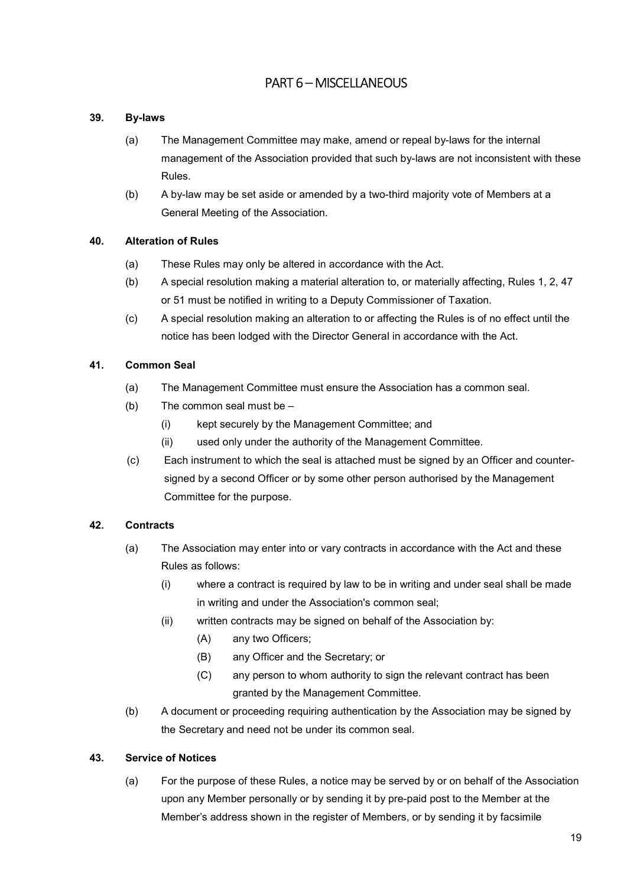## PART 6 – MISCELLANEOUS

### 39. By-laws

(a) The Management Committee may make, amend or repeal by-laws for the internal management of the Association provided that such by-laws are not inconsistent with these Rules.

(b) A by-law may be set aside or amended by a two-third majority vote of Members at a General Meeting of the Association.

### 40. Alteration of Rules

(a) These Rules may only be altered in accordance with the Act.

(b) A special resolution making a material alteration to, or materially affecting, Rules 1, 2, 47 or 51 must be notified in writing to a Deputy Commissioner of Taxation.

(c) A special resolution making an alteration to or affecting the Rules is of no effect until the notice has been lodged with the Director General in accordance with the Act.

### 41. Common Seal

(a) The Management Committee must ensure the Association has a common seal.

(b) The common seal must be –

  (i) kept securely by the Management Committee; and

  (ii) used only under the authority of the Management Committee.

(c) Each instrument to which the seal is attached must be signed by an Officer and counter-signed by a second Officer or by some other person authorised by the Management Committee for the purpose.

### 42. Contracts

(a) The Association may enter into or vary contracts in accordance with the Act and these Rules as follows:

  (i) where a contract is required by law to be in writing and under seal shall be made in writing and under the Association's common seal;

  (ii) written contracts may be signed on behalf of the Association by:

    (A) any two Officers;

    (B) any Officer and the Secretary; or

    (C) any person to whom authority to sign the relevant contract has been granted by the Management Committee.

(b) A document or proceeding requiring authentication by the Association may be signed by the Secretary and need not be under its common seal.

### 43. Service of Notices

(a) For the purpose of these Rules, a notice may be served by or on behalf of the Association upon any Member personally or by sending it by pre-paid post to the Member at the Member's address shown in the register of Members, or by sending it by facsimile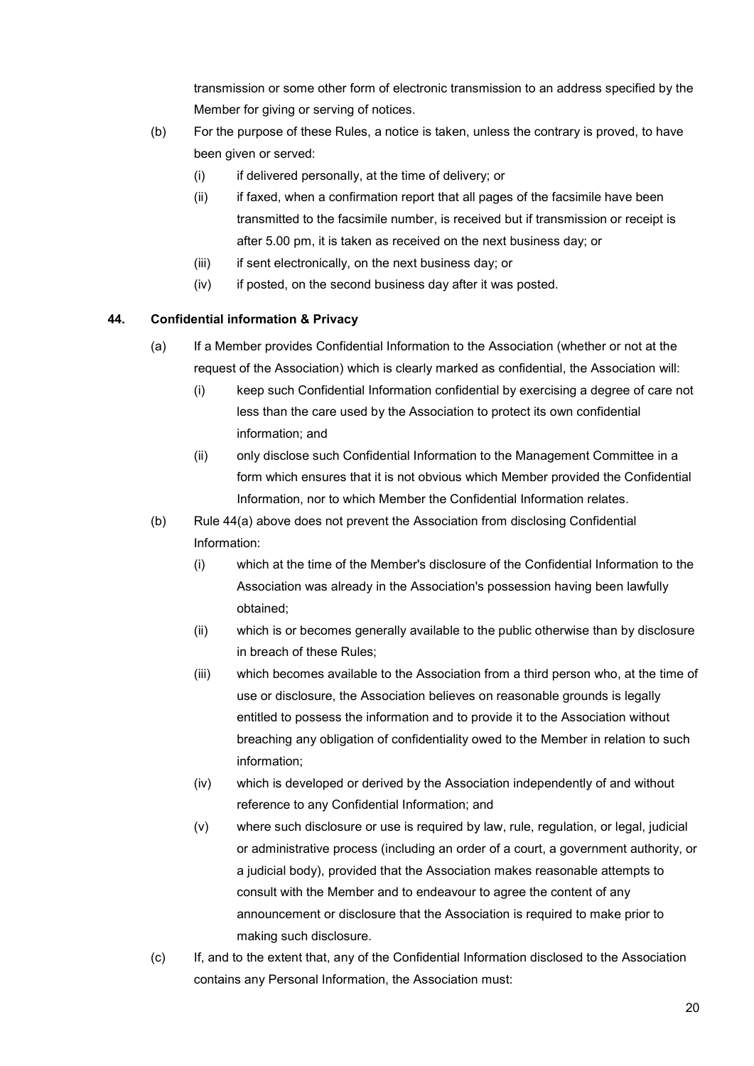transmission or some other form of electronic transmission to an address specified by the Member for giving or serving of notices.

(b) For the purpose of these Rules, a notice is taken, unless the contrary is proved, to have been given or served:

  (i) if delivered personally, at the time of delivery; or

  (ii) if faxed, when a confirmation report that all pages of the facsimile have been transmitted to the facsimile number, is received but if transmission or receipt is after 5.00 pm, it is taken as received on the next business day; or

  (iii) if sent electronically, on the next business day; or

  (iv) if posted, on the second business day after it was posted.

### 44. Confidential information & Privacy

(a) If a Member provides Confidential Information to the Association (whether or not at the request of the Association) which is clearly marked as confidential, the Association will:

  (i) keep such Confidential Information confidential by exercising a degree of care not less than the care used by the Association to protect its own confidential information; and

  (ii) only disclose such Confidential Information to the Management Committee in a form which ensures that it is not obvious which Member provided the Confidential Information, nor to which Member the Confidential Information relates.

(b) Rule 44(a) above does not prevent the Association from disclosing Confidential Information:

  (i) which at the time of the Member's disclosure of the Confidential Information to the Association was already in the Association's possession having been lawfully obtained;

  (ii) which is or becomes generally available to the public otherwise than by disclosure in breach of these Rules;

  (iii) which becomes available to the Association from a third person who, at the time of use or disclosure, the Association believes on reasonable grounds is legally entitled to possess the information and to provide it to the Association without breaching any obligation of confidentiality owed to the Member in relation to such information;

  (iv) which is developed or derived by the Association independently of and without reference to any Confidential Information; and

  (v) where such disclosure or use is required by law, rule, regulation, or legal, judicial or administrative process (including an order of a court, a government authority, or a judicial body), provided that the Association makes reasonable attempts to consult with the Member and to endeavour to agree the content of any announcement or disclosure that the Association is required to make prior to making such disclosure.

(c) If, and to the extent that, any of the Confidential Information disclosed to the Association contains any Personal Information, the Association must: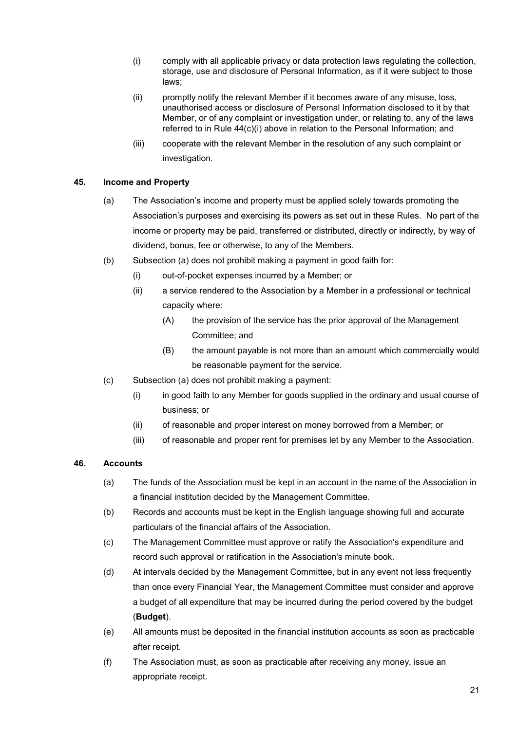(i) comply with all applicable privacy or data protection laws regulating the collection, storage, use and disclosure of Personal Information, as if it were subject to those laws;

(ii) promptly notify the relevant Member if it becomes aware of any misuse, loss, unauthorised access or disclosure of Personal Information disclosed to it by that Member, or of any complaint or investigation under, or relating to, any of the laws referred to in Rule 44(c)(i) above in relation to the Personal Information; and

(iii) cooperate with the relevant Member in the resolution of any such complaint or investigation.

## 45. Income and Property

(a) The Association's income and property must be applied solely towards promoting the Association's purposes and exercising its powers as set out in these Rules. No part of the income or property may be paid, transferred or distributed, directly or indirectly, by way of dividend, bonus, fee or otherwise, to any of the Members.

(b) Subsection (a) does not prohibit making a payment in good faith for:

- (i) out-of-pocket expenses incurred by a Member; or
- (ii) a service rendered to the Association by a Member in a professional or technical capacity where:
  - (A) the provision of the service has the prior approval of the Management Committee; and
  - (B) the amount payable is not more than an amount which commercially would be reasonable payment for the service.

(c) Subsection (a) does not prohibit making a payment:

- (i) in good faith to any Member for goods supplied in the ordinary and usual course of business; or
- (ii) of reasonable and proper interest on money borrowed from a Member; or
- (iii) of reasonable and proper rent for premises let by any Member to the Association.

## 46. Accounts

(a) The funds of the Association must be kept in an account in the name of the Association in a financial institution decided by the Management Committee.

(b) Records and accounts must be kept in the English language showing full and accurate particulars of the financial affairs of the Association.

(c) The Management Committee must approve or ratify the Association's expenditure and record such approval or ratification in the Association's minute book.

(d) At intervals decided by the Management Committee, but in any event not less frequently than once every Financial Year, the Management Committee must consider and approve a budget of all expenditure that may be incurred during the period covered by the budget (**Budget**).

(e) All amounts must be deposited in the financial institution accounts as soon as practicable after receipt.

(f) The Association must, as soon as practicable after receiving any money, issue an appropriate receipt.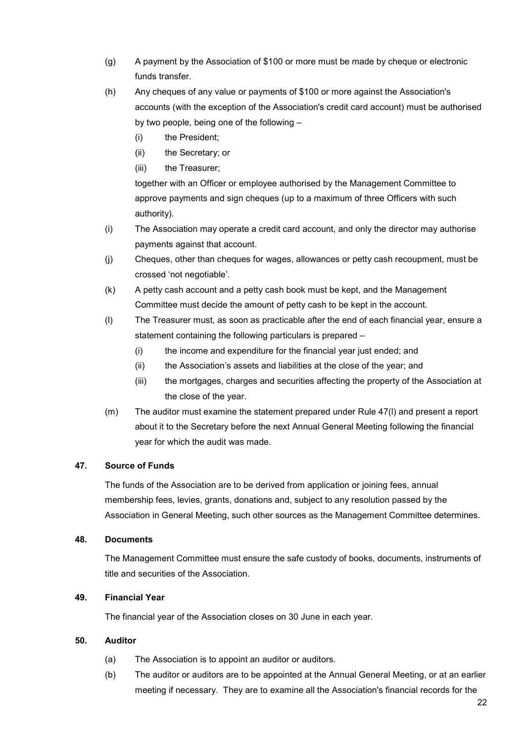(g) A payment by the Association of $100 or more must be made by cheque or electronic funds transfer.

(h) Any cheques of any value or payments of $100 or more against the Association's accounts (with the exception of the Association's credit card account) must be authorised by two people, being one of the following –

   (i) the President;

   (ii) the Secretary; or

   (iii) the Treasurer;

   together with an Officer or employee authorised by the Management Committee to approve payments and sign cheques (up to a maximum of three Officers with such authority).

(i) The Association may operate a credit card account, and only the director may authorise payments against that account.

(j) Cheques, other than cheques for wages, allowances or petty cash recoupment, must be crossed 'not negotiable'.

(k) A petty cash account and a petty cash book must be kept, and the Management Committee must decide the amount of petty cash to be kept in the account.

(l) The Treasurer must, as soon as practicable after the end of each financial year, ensure a statement containing the following particulars is prepared –

   (i) the income and expenditure for the financial year just ended; and

   (ii) the Association's assets and liabilities at the close of the year; and

   (iii) the mortgages, charges and securities affecting the property of the Association at the close of the year.

(m) The auditor must examine the statement prepared under Rule 47(l) and present a report about it to the Secretary before the next Annual General Meeting following the financial year for which the audit was made.

### 47. Source of Funds

The funds of the Association are to be derived from application or joining fees, annual membership fees, levies, grants, donations and, subject to any resolution passed by the Association in General Meeting, such other sources as the Management Committee determines.

### 48. Documents

The Management Committee must ensure the safe custody of books, documents, instruments of title and securities of the Association.

### 49. Financial Year

The financial year of the Association closes on 30 June in each year.

### 50. Auditor

(a) The Association is to appoint an auditor or auditors.

(b) The auditor or auditors are to be appointed at the Annual General Meeting, or at an earlier meeting if necessary. They are to examine all the Association's financial records for the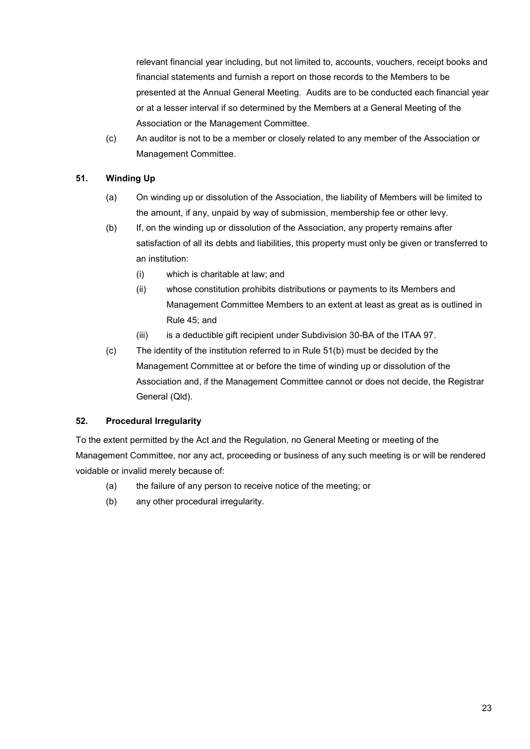relevant financial year including, but not limited to, accounts, vouchers, receipt books and financial statements and furnish a report on those records to the Members to be presented at the Annual General Meeting. Audits are to be conducted each financial year or at a lesser interval if so determined by the Members at a General Meeting of the Association or the Management Committee.

(c) An auditor is not to be a member or closely related to any member of the Association or Management Committee.

### 51. Winding Up

(a) On winding up or dissolution of the Association, the liability of Members will be limited to the amount, if any, unpaid by way of submission, membership fee or other levy.

(b) If, on the winding up or dissolution of the Association, any property remains after satisfaction of all its debts and liabilities, this property must only be given or transferred to an institution:

  (i) which is charitable at law; and

  (ii) whose constitution prohibits distributions or payments to its Members and Management Committee Members to an extent at least as great as is outlined in Rule 45; and

  (iii) is a deductible gift recipient under Subdivision 30-BA of the ITAA 97.

(c) The identity of the institution referred to in Rule 51(b) must be decided by the Management Committee at or before the time of winding up or dissolution of the Association and, if the Management Committee cannot or does not decide, the Registrar General (Qld).

### 52. Procedural Irregularity

To the extent permitted by the Act and the Regulation, no General Meeting or meeting of the Management Committee, nor any act, proceeding or business of any such meeting is or will be rendered voidable or invalid merely because of:

(a) the failure of any person to receive notice of the meeting; or

(b) any other procedural irregularity.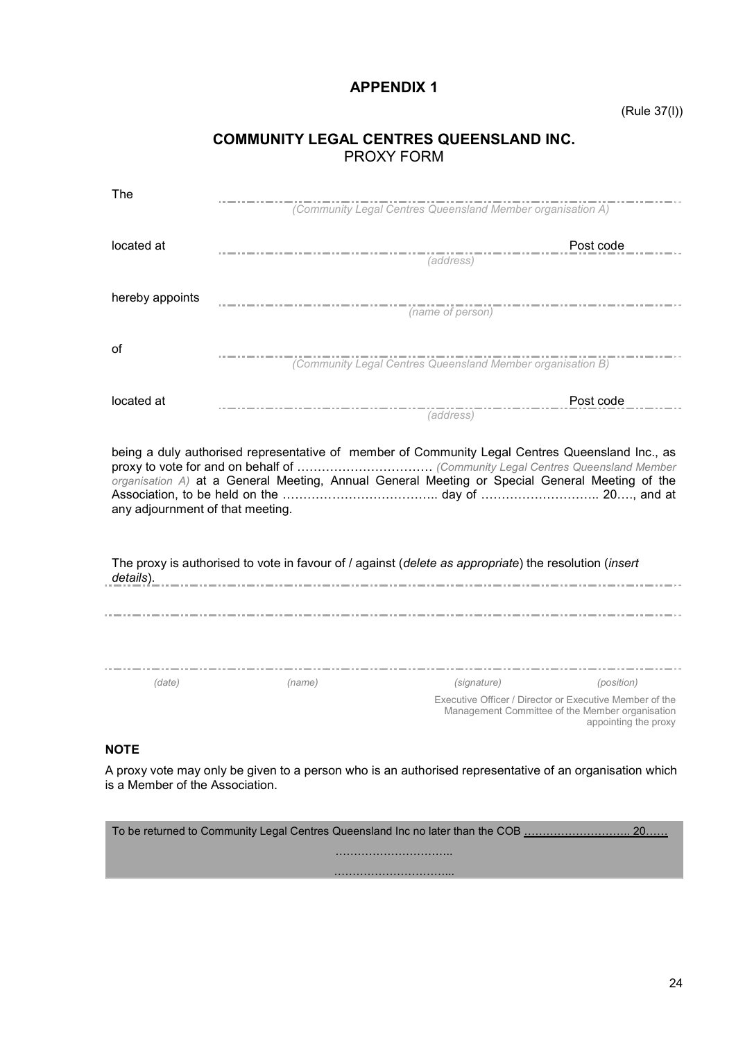# APPENDIX 1

(Rule 37(l))

## COMMUNITY LEGAL CENTRES QUEENSLAND INC.

PROXY FORM

The ______________________________________________
*(Community Legal Centres Queensland Member organisation A)*

located at ______________________________________ Post code ________
*(address)*

hereby appoints ______________________________________________
*(name of person)*

of ______________________________________________
*(Community Legal Centres Queensland Member organisation B)*

located at ______________________________________ Post code ________
*(address)*

being a duly authorised representative of member of Community Legal Centres Queensland Inc., as proxy to vote for and on behalf of …………………………… *(Community Legal Centres Queensland Member organisation A)* at a General Meeting, Annual General Meeting or Special General Meeting of the Association, to be held on the ……………………………….. day of ……………………….. 20…., and at any adjournment of that meeting.

The proxy is authorised to vote in favour of / against (*delete as appropriate*) the resolution (*insert details*). ______________________________________________

______________________________________________

______________________________________________

*(date)* *(name)* *(signature)* *(position)*

Executive Officer / Director or Executive Member of the Management Committee of the Member organisation appointing the proxy

**NOTE**

A proxy vote may only be given to a person who is an authorised representative of an organisation which is a Member of the Association.

To be returned to Community Legal Centres Queensland Inc no later than the COB ……………………….. 20……

…………………………..

…………………………...